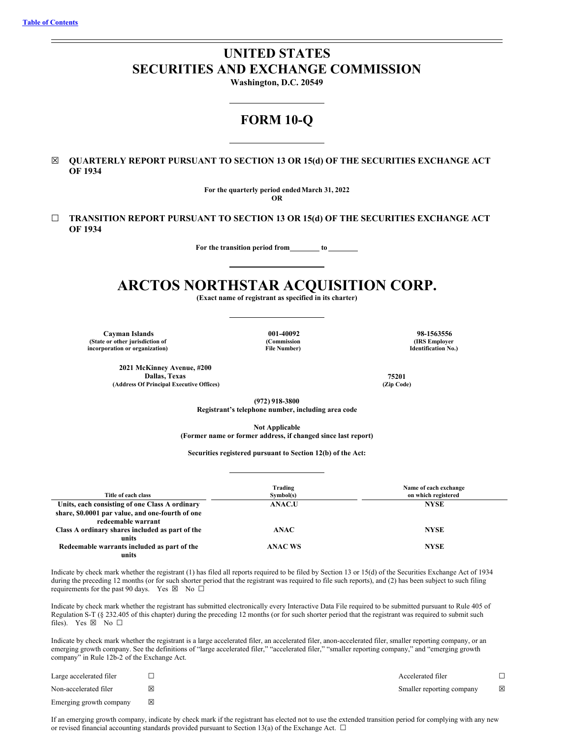[Table of Contents](#)

# UNITED STATES
# SECURITIES AND EXCHANGE COMMISSION

**Washington, D.C. 20549**

## FORM 10-Q

☒ **QUARTERLY REPORT PURSUANT TO SECTION 13 OR 15(d) OF THE SECURITIES EXCHANGE ACT OF 1934**

**For the quarterly period ended March 31, 2022**

**OR**

☐ **TRANSITION REPORT PURSUANT TO SECTION 13 OR 15(d) OF THE SECURITIES EXCHANGE ACT OF 1934**

**For the transition period from ________ to ________**

# ARCTOS NORTHSTAR ACQUISITION CORP.

**(Exact name of registrant as specified in its charter)**

| Cayman Islands | 001-40092 | 98-1563556 |
|---|---|---|
| (State or other jurisdiction of incorporation or organization) | (Commission File Number) | (IRS Employer Identification No.) |

| 2021 McKinney Avenue, #200 Dallas, Texas | 75201 |
|---|---|
| (Address Of Principal Executive Offices) | (Zip Code) |

**(972) 918-3800**
**Registrant's telephone number, including area code**

**Not Applicable**
**(Former name or former address, if changed since last report)**

**Securities registered pursuant to Section 12(b) of the Act:**

| Title of each class | Trading Symbol(s) | Name of each exchange on which registered |
|---|---|---|
| Units, each consisting of one Class A ordinary share, $0.0001 par value, and one-fourth of one redeemable warrant | ANAC.U | NYSE |
| Class A ordinary shares included as part of the units | ANAC | NYSE |
| Redeemable warrants included as part of the units | ANAC WS | NYSE |

Indicate by check mark whether the registrant (1) has filed all reports required to be filed by Section 13 or 15(d) of the Securities Exchange Act of 1934 during the preceding 12 months (or for such shorter period that the registrant was required to file such reports), and (2) has been subject to such filing requirements for the past 90 days. Yes ☒ No ☐

Indicate by check mark whether the registrant has submitted electronically every Interactive Data File required to be submitted pursuant to Rule 405 of Regulation S-T (§ 232.405 of this chapter) during the preceding 12 months (or for such shorter period that the registrant was required to submit such files). Yes ☒ No ☐

Indicate by check mark whether the registrant is a large accelerated filer, an accelerated filer, anon-accelerated filer, smaller reporting company, or an emerging growth company. See the definitions of "large accelerated filer," "accelerated filer," "smaller reporting company," and "emerging growth company" in Rule 12b-2 of the Exchange Act.

| | | | |
|---|---|---|---|
| Large accelerated filer | ☐ | Accelerated filer | ☐ |
| Non-accelerated filer | ☒ | Smaller reporting company | ☒ |
| Emerging growth company | ☒ | | |

If an emerging growth company, indicate by check mark if the registrant has elected not to use the extended transition period for complying with any new or revised financial accounting standards provided pursuant to Section 13(a) of the Exchange Act. ☐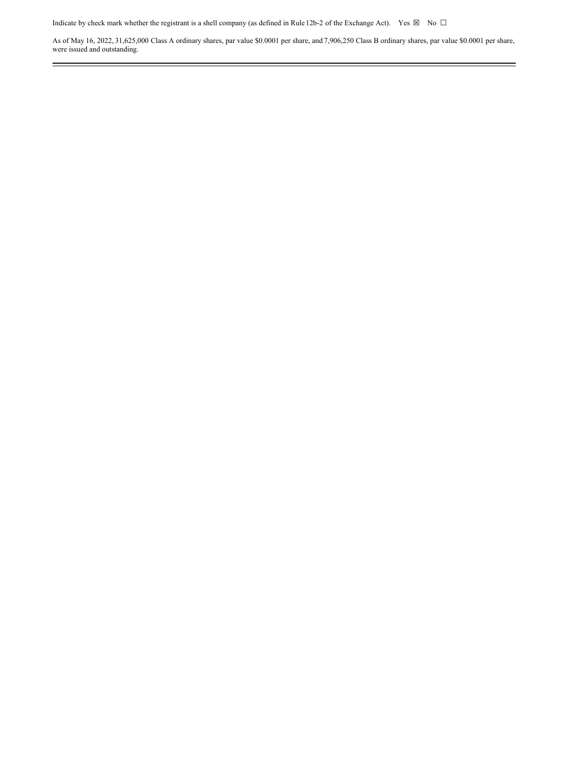Indicate by check mark whether the registrant is a shell company (as defined in Rule 12b-2 of the Exchange Act). Yes ☒ No ☐

As of May 16, 2022, 31,625,000 Class A ordinary shares, par value $0.0001 per share, and 7,906,250 Class B ordinary shares, par value $0.0001 per share, were issued and outstanding.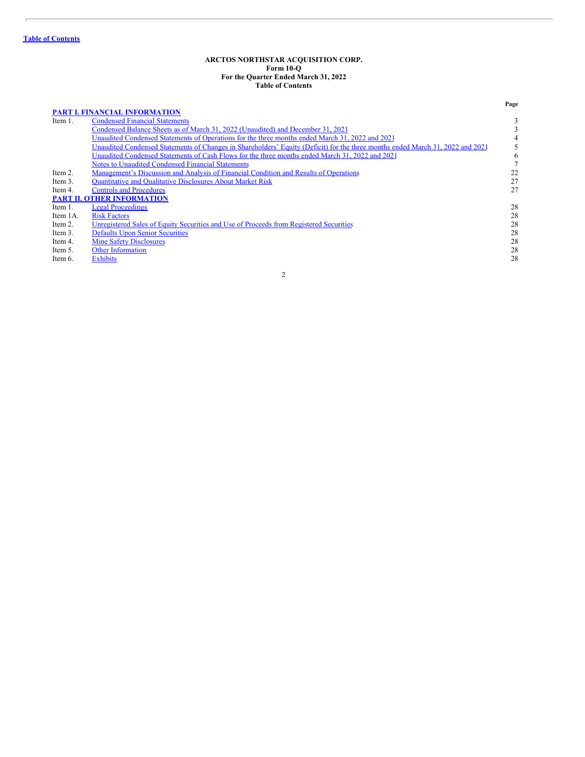Table of Contents

**ARCTOS NORTHSTAR ACQUISITION CORP.**
**Form 10-Q**
**For the Quarter Ended March 31, 2022**
**Table of Contents**

| | | Page |
|---|---|---|
| **PART I. FINANCIAL INFORMATION** | | |
| Item 1. | Condensed Financial Statements | 3 |
| | Condensed Balance Sheets as of March 31, 2022 (Unaudited) and December 31, 2021 | 3 |
| | Unaudited Condensed Statements of Operations for the three months ended March 31, 2022 and 2021 | 4 |
| | Unaudited Condensed Statements of Changes in Shareholders' Equity (Deficit) for the three months ended March 31, 2022 and 2021 | 5 |
| | Unaudited Condensed Statements of Cash Flows for the three months ended March 31, 2022 and 2021 | 6 |
| | Notes to Unaudited Condensed Financial Statements | 7 |
| Item 2. | Management's Discussion and Analysis of Financial Condition and Results of Operations | 22 |
| Item 3. | Quantitative and Qualitative Disclosures About Market Risk | 27 |
| Item 4. | Controls and Procedures | 27 |
| **PART II. OTHER INFORMATION** | | |
| Item 1. | Legal Proceedings | 28 |
| Item 1A. | Risk Factors | 28 |
| Item 2. | Unregistered Sales of Equity Securities and Use of Proceeds from Registered Securities | 28 |
| Item 3. | Defaults Upon Senior Securities | 28 |
| Item 4. | Mine Safety Disclosures | 28 |
| Item 5. | Other Information | 28 |
| Item 6. | Exhibits | 28 |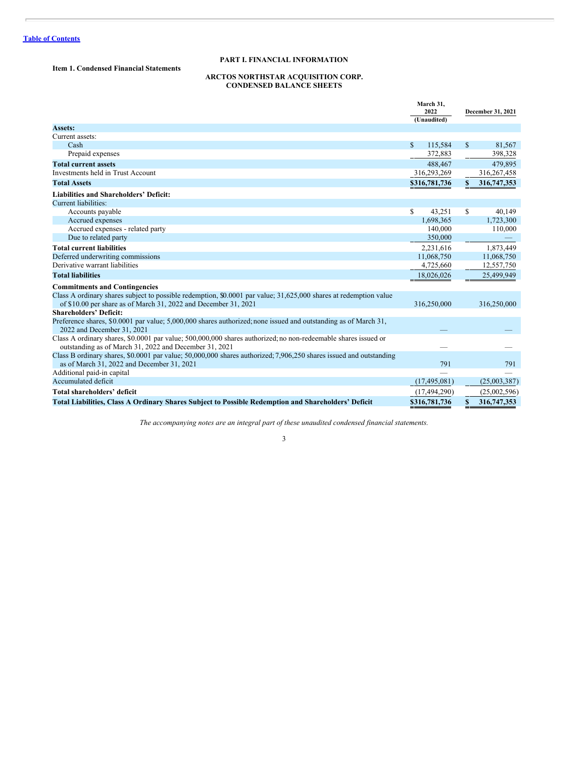Table of Contents

# PART I. FINANCIAL INFORMATION

## Item 1. Condensed Financial Statements

### ARCTOS NORTHSTAR ACQUISITION CORP.
### CONDENSED BALANCE SHEETS

| | March 31, 2022 (Unaudited) | December 31, 2021 |
|---|---|---|
| **Assets:** | | |
| Current assets: | | |
| Cash | $ 115,584 | $ 81,567 |
| Prepaid expenses | 372,883 | 398,328 |
| **Total current assets** | 488,467 | 479,895 |
| Investments held in Trust Account | 316,293,269 | 316,267,458 |
| **Total Assets** | $316,781,736 | $ 316,747,353 |
| **Liabilities and Shareholders' Deficit:** | | |
| Current liabilities: | | |
| Accounts payable | $ 43,251 | $ 40,149 |
| Accrued expenses | 1,698,365 | 1,723,300 |
| Accrued expenses - related party | 140,000 | 110,000 |
| Due to related party | 350,000 | — |
| **Total current liabilities** | 2,231,616 | 1,873,449 |
| Deferred underwriting commissions | 11,068,750 | 11,068,750 |
| Derivative warrant liabilities | 4,725,660 | 12,557,750 |
| **Total liabilities** | 18,026,026 | 25,499,949 |
| **Commitments and Contingencies** | | |
| Class A ordinary shares subject to possible redemption, $0.0001 par value; 31,625,000 shares at redemption value of $10.00 per share as of March 31, 2022 and December 31, 2021 | 316,250,000 | 316,250,000 |
| **Shareholders' Deficit:** | | |
| Preference shares, $0.0001 par value; 5,000,000 shares authorized; none issued and outstanding as of March 31, 2022 and December 31, 2021 | — | — |
| Class A ordinary shares, $0.0001 par value; 500,000,000 shares authorized; no non-redeemable shares issued or outstanding as of March 31, 2022 and December 31, 2021 | — | — |
| Class B ordinary shares, $0.0001 par value; 50,000,000 shares authorized; 7,906,250 shares issued and outstanding as of March 31, 2022 and December 31, 2021 | 791 | 791 |
| Additional paid-in capital | — | — |
| Accumulated deficit | (17,495,081) | (25,003,387) |
| **Total shareholders' deficit** | (17,494,290) | (25,002,596) |
| **Total Liabilities, Class A Ordinary Shares Subject to Possible Redemption and Shareholders' Deficit** | $316,781,736 | $ 316,747,353 |

*The accompanying notes are an integral part of these unaudited condensed financial statements.*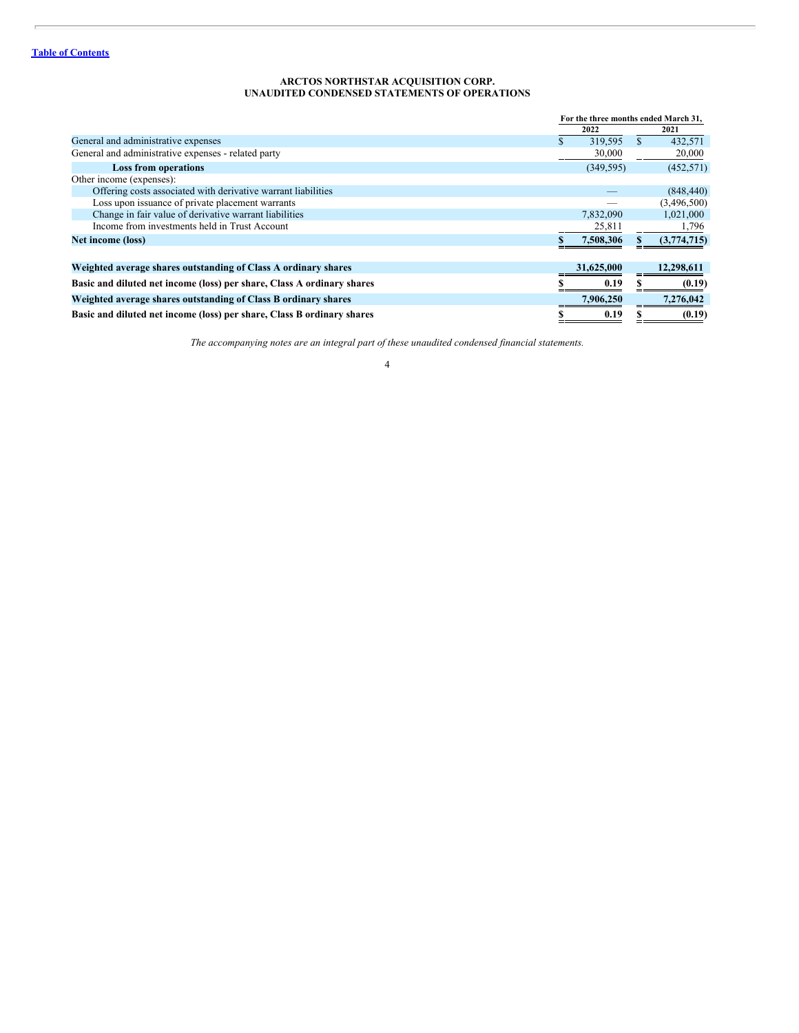**ARCTOS NORTHSTAR ACQUISITION CORP.**
**UNAUDITED CONDENSED STATEMENTS OF OPERATIONS**

| | For the three months ended March 31, | |
|---|---|---|
| | 2022 | 2021 |
| General and administrative expenses | $ 319,595 | $ 432,571 |
| General and administrative expenses - related party | 30,000 | 20,000 |
| **Loss from operations** | (349,595) | (452,571) |
| Other income (expenses): | | |
| Offering costs associated with derivative warrant liabilities | — | (848,440) |
| Loss upon issuance of private placement warrants | — | (3,496,500) |
| Change in fair value of derivative warrant liabilities | 7,832,090 | 1,021,000 |
| Income from investments held in Trust Account | 25,811 | 1,796 |
| **Net income (loss)** | **$ 7,508,306** | **$ (3,774,715)** |
| | | |
| **Weighted average shares outstanding of Class A ordinary shares** | **31,625,000** | **12,298,611** |
| **Basic and diluted net income (loss) per share, Class A ordinary shares** | **$ 0.19** | **$ (0.19)** |
| **Weighted average shares outstanding of Class B ordinary shares** | **7,906,250** | **7,276,042** |
| **Basic and diluted net income (loss) per share, Class B ordinary shares** | **$ 0.19** | **$ (0.19)** |

*The accompanying notes are an integral part of these unaudited condensed financial statements.*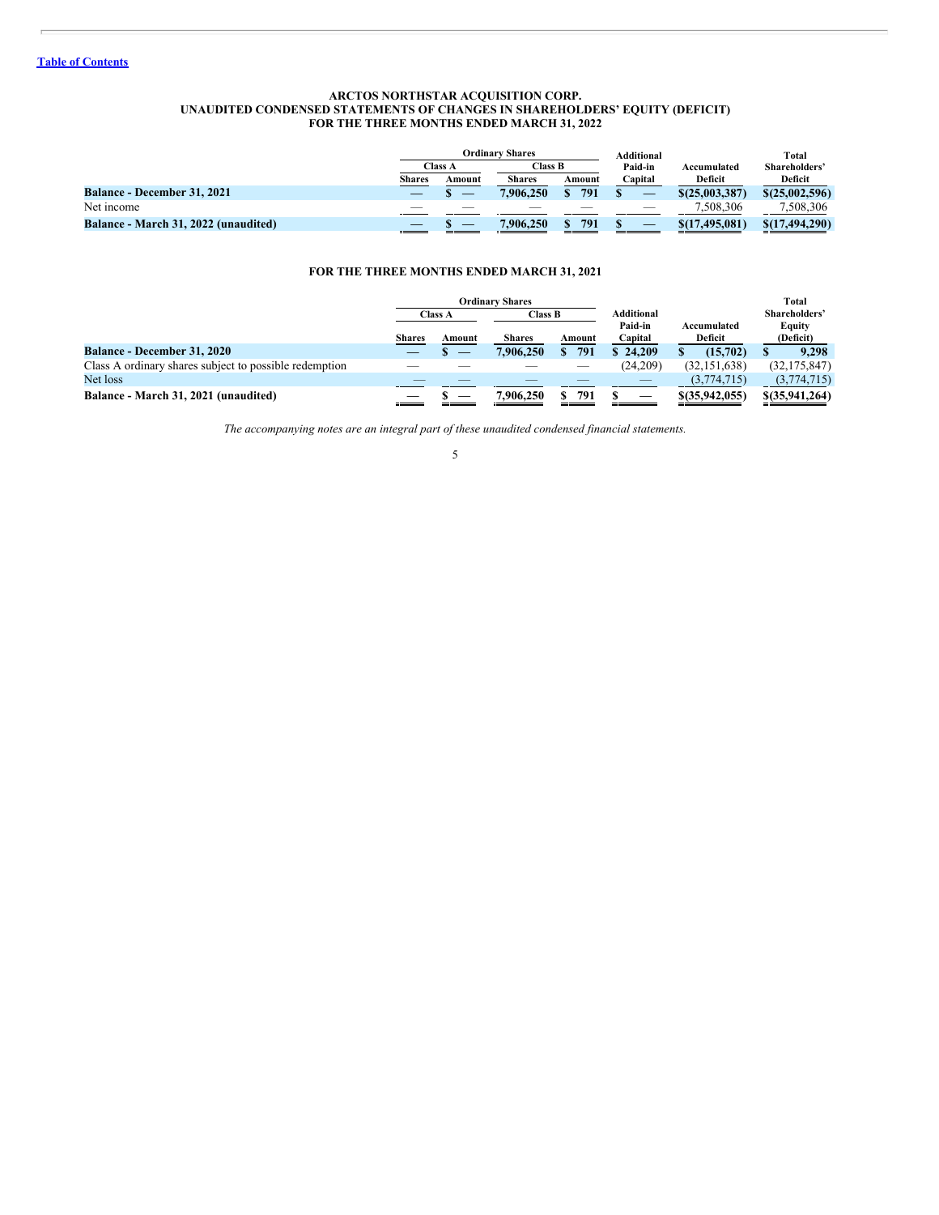# ARCTOS NORTHSTAR ACQUISITION CORP.
## UNAUDITED CONDENSED STATEMENTS OF CHANGES IN SHAREHOLDERS' EQUITY (DEFICIT)
## FOR THE THREE MONTHS ENDED MARCH 31, 2022

| | Ordinary Shares | | | | Additional | Accumulated | Total |
|---|---|---|---|---|---|---|---|
| | Class A | | Class B | | Paid-in | | Shareholders' |
| | Shares | Amount | Shares | Amount | Capital | Deficit | Deficit |
| **Balance - December 31, 2021** | — | $ — | 7,906,250 | $ 791 | $ — | $(25,003,387) | $(25,002,596) |
| Net income | — | — | — | — | — | 7,508,306 | 7,508,306 |
| **Balance - March 31, 2022 (unaudited)** | — | $ — | 7,906,250 | $ 791 | $ — | $(17,495,081) | $(17,494,290) |

## FOR THE THREE MONTHS ENDED MARCH 31, 2021

| | Ordinary Shares | | | | Additional | | Total |
|---|---|---|---|---|---|---|---|
| | Class A | | Class B | | Paid-in | Accumulated | Shareholders' Equity |
| | Shares | Amount | Shares | Amount | Capital | Deficit | (Deficit) |
| **Balance - December 31, 2020** | — | $ — | 7,906,250 | $ 791 | $ 24,209 | $ (15,702) | $ 9,298 |
| Class A ordinary shares subject to possible redemption | — | — | — | — | (24,209) | (32,151,638) | (32,175,847) |
| Net loss | — | — | — | — | — | (3,774,715) | (3,774,715) |
| **Balance - March 31, 2021 (unaudited)** | — | $ — | 7,906,250 | $ 791 | $ — | $(35,942,055) | $(35,941,264) |

*The accompanying notes are an integral part of these unaudited condensed financial statements.*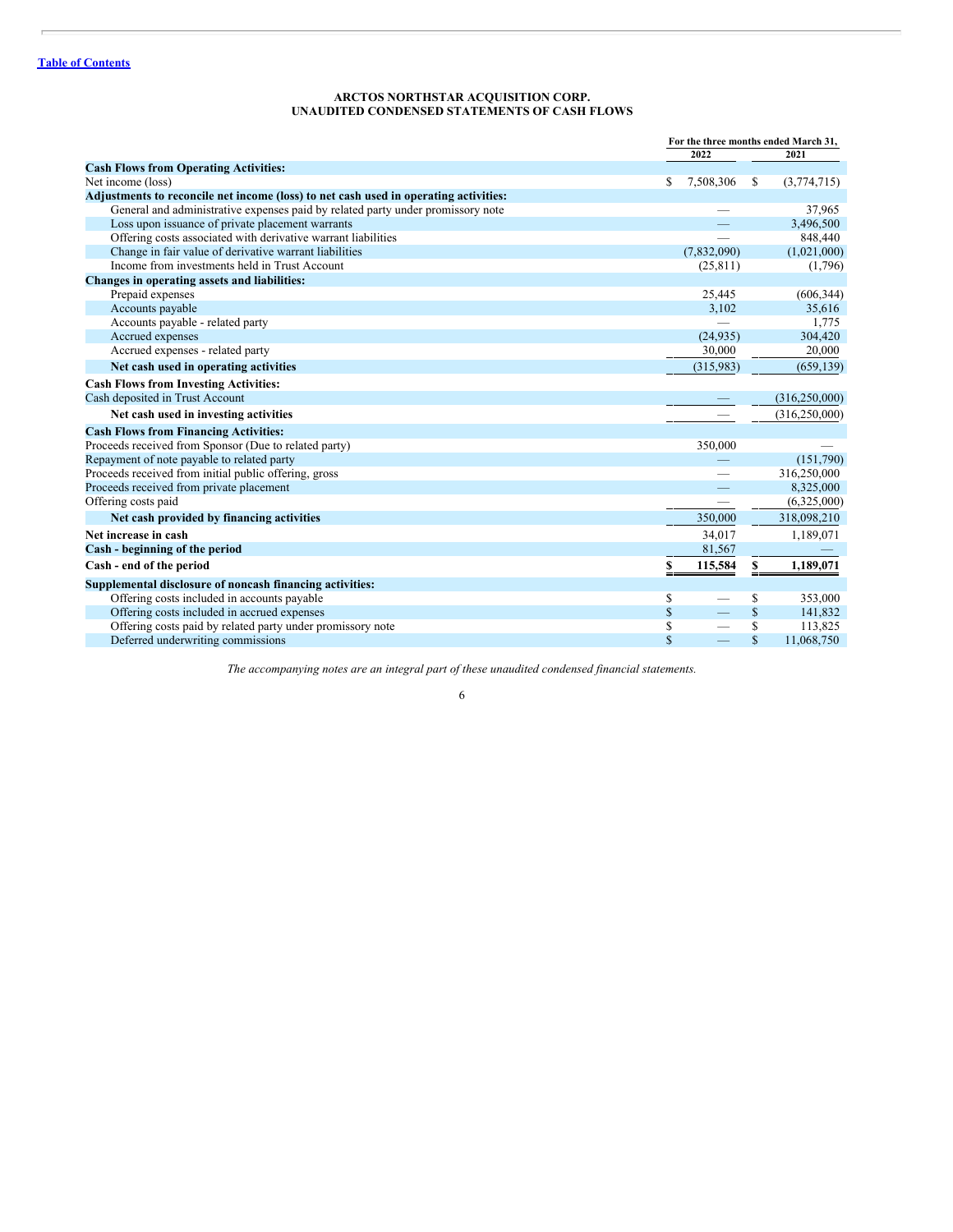[Table of Contents](#)

**ARCTOS NORTHSTAR ACQUISITION CORP.**
**UNAUDITED CONDENSED STATEMENTS OF CASH FLOWS**

| | For the three months ended March 31, | |
|---|---|---|
| | 2022 | 2021 |
| **Cash Flows from Operating Activities:** | | |
| Net income (loss) | $ 7,508,306 | $ (3,774,715) |
| **Adjustments to reconcile net income (loss) to net cash used in operating activities:** | | |
| General and administrative expenses paid by related party under promissory note | — | 37,965 |
| Loss upon issuance of private placement warrants | — | 3,496,500 |
| Offering costs associated with derivative warrant liabilities | — | 848,440 |
| Change in fair value of derivative warrant liabilities | (7,832,090) | (1,021,000) |
| Income from investments held in Trust Account | (25,811) | (1,796) |
| **Changes in operating assets and liabilities:** | | |
| Prepaid expenses | 25,445 | (606,344) |
| Accounts payable | 3,102 | 35,616 |
| Accounts payable - related party | — | 1,775 |
| Accrued expenses | (24,935) | 304,420 |
| Accrued expenses - related party | 30,000 | 20,000 |
| **Net cash used in operating activities** | (315,983) | (659,139) |
| **Cash Flows from Investing Activities:** | | |
| Cash deposited in Trust Account | — | (316,250,000) |
| **Net cash used in investing activities** | — | (316,250,000) |
| **Cash Flows from Financing Activities:** | | |
| Proceeds received from Sponsor (Due to related party) | 350,000 | — |
| Repayment of note payable to related party | — | (151,790) |
| Proceeds received from initial public offering, gross | — | 316,250,000 |
| Proceeds received from private placement | — | 8,325,000 |
| Offering costs paid | — | (6,325,000) |
| **Net cash provided by financing activities** | 350,000 | 318,098,210 |
| **Net increase in cash** | 34,017 | 1,189,071 |
| **Cash - beginning of the period** | 81,567 | — |
| **Cash - end of the period** | **$ 115,584** | **$ 1,189,071** |
| **Supplemental disclosure of noncash financing activities:** | | |
| Offering costs included in accounts payable | $ — | $ 353,000 |
| Offering costs included in accrued expenses | $ — | $ 141,832 |
| Offering costs paid by related party under promissory note | $ — | $ 113,825 |
| Deferred underwriting commissions | $ — | $ 11,068,750 |

*The accompanying notes are an integral part of these unaudited condensed financial statements.*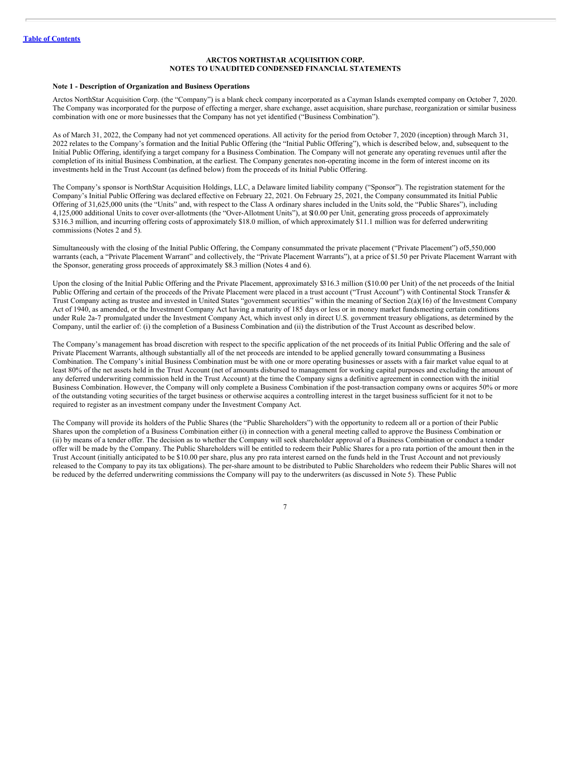[Table of Contents](#)

**ARCTOS NORTHSTAR ACQUISITION CORP.**
**NOTES TO UNAUDITED CONDENSED FINANCIAL STATEMENTS**

**Note 1 - Description of Organization and Business Operations**

Arctos NorthStar Acquisition Corp. (the "Company") is a blank check company incorporated as a Cayman Islands exempted company on October 7, 2020. The Company was incorporated for the purpose of effecting a merger, share exchange, asset acquisition, share purchase, reorganization or similar business combination with one or more businesses that the Company has not yet identified ("Business Combination").

As of March 31, 2022, the Company had not yet commenced operations. All activity for the period from October 7, 2020 (inception) through March 31, 2022 relates to the Company's formation and the Initial Public Offering (the "Initial Public Offering"), which is described below, and, subsequent to the Initial Public Offering, identifying a target company for a Business Combination. The Company will not generate any operating revenues until after the completion of its initial Business Combination, at the earliest. The Company generates non-operating income in the form of interest income on its investments held in the Trust Account (as defined below) from the proceeds of its Initial Public Offering.

The Company's sponsor is NorthStar Acquisition Holdings, LLC, a Delaware limited liability company ("Sponsor"). The registration statement for the Company's Initial Public Offering was declared effective on February 22, 2021. On February 25, 2021, the Company consummated its Initial Public Offering of 31,625,000 units (the "Units" and, with respect to the Class A ordinary shares included in the Units sold, the "Public Shares"), including 4,125,000 additional Units to cover over-allotments (the "Over-Allotment Units"), at $10.00 per Unit, generating gross proceeds of approximately $316.3 million, and incurring offering costs of approximately $18.0 million, of which approximately $11.1 million was for deferred underwriting commissions (Notes 2 and 5).

Simultaneously with the closing of the Initial Public Offering, the Company consummated the private placement ("Private Placement") of 5,550,000 warrants (each, a "Private Placement Warrant" and collectively, the "Private Placement Warrants"), at a price of $1.50 per Private Placement Warrant with the Sponsor, generating gross proceeds of approximately $8.3 million (Notes 4 and 6).

Upon the closing of the Initial Public Offering and the Private Placement, approximately $316.3 million ($10.00 per Unit) of the net proceeds of the Initial Public Offering and certain of the proceeds of the Private Placement were placed in a trust account ("Trust Account") with Continental Stock Transfer & Trust Company acting as trustee and invested in United States "government securities" within the meaning of Section 2(a)(16) of the Investment Company Act of 1940, as amended, or the Investment Company Act having a maturity of 185 days or less or in money market funds meeting certain conditions under Rule 2a-7 promulgated under the Investment Company Act, which invest only in direct U.S. government treasury obligations, as determined by the Company, until the earlier of: (i) the completion of a Business Combination and (ii) the distribution of the Trust Account as described below.

The Company's management has broad discretion with respect to the specific application of the net proceeds of its Initial Public Offering and the sale of Private Placement Warrants, although substantially all of the net proceeds are intended to be applied generally toward consummating a Business Combination. The Company's initial Business Combination must be with one or more operating businesses or assets with a fair market value equal to at least 80% of the net assets held in the Trust Account (net of amounts disbursed to management for working capital purposes and excluding the amount of any deferred underwriting commission held in the Trust Account) at the time the Company signs a definitive agreement in connection with the initial Business Combination. However, the Company will only complete a Business Combination if the post-transaction company owns or acquires 50% or more of the outstanding voting securities of the target business or otherwise acquires a controlling interest in the target business sufficient for it not to be required to register as an investment company under the Investment Company Act.

The Company will provide its holders of the Public Shares (the "Public Shareholders") with the opportunity to redeem all or a portion of their Public Shares upon the completion of a Business Combination either (i) in connection with a general meeting called to approve the Business Combination or (ii) by means of a tender offer. The decision as to whether the Company will seek shareholder approval of a Business Combination or conduct a tender offer will be made by the Company. The Public Shareholders will be entitled to redeem their Public Shares for a pro rata portion of the amount then in the Trust Account (initially anticipated to be $10.00 per share, plus any pro rata interest earned on the funds held in the Trust Account and not previously released to the Company to pay its tax obligations). The per-share amount to be distributed to Public Shareholders who redeem their Public Shares will not be reduced by the deferred underwriting commissions the Company will pay to the underwriters (as discussed in Note 5). These Public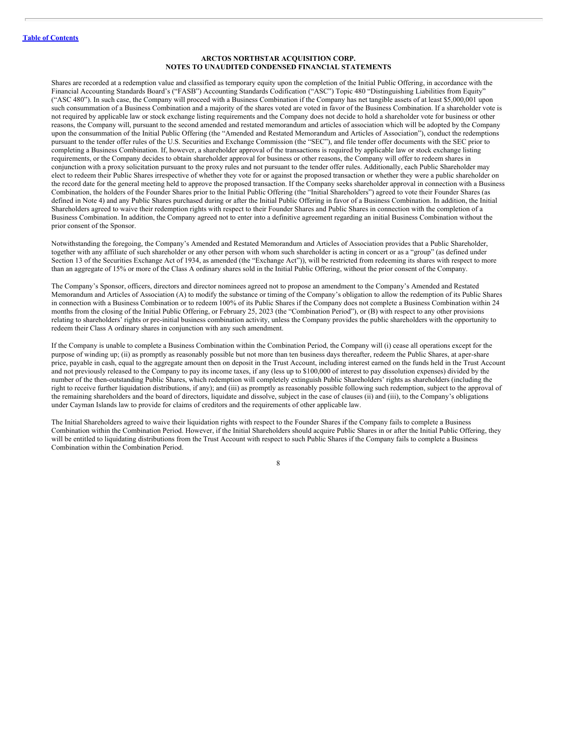**ARCTOS NORTHSTAR ACQUISITION CORP.**
**NOTES TO UNAUDITED CONDENSED FINANCIAL STATEMENTS**

Shares are recorded at a redemption value and classified as temporary equity upon the completion of the Initial Public Offering, in accordance with the Financial Accounting Standards Board's ("FASB") Accounting Standards Codification ("ASC") Topic 480 "Distinguishing Liabilities from Equity" ("ASC 480"). In such case, the Company will proceed with a Business Combination if the Company has net tangible assets of at least $5,000,001 upon such consummation of a Business Combination and a majority of the shares voted are voted in favor of the Business Combination. If a shareholder vote is not required by applicable law or stock exchange listing requirements and the Company does not decide to hold a shareholder vote for business or other reasons, the Company will, pursuant to the second amended and restated memorandum and articles of association which will be adopted by the Company upon the consummation of the Initial Public Offering (the "Amended and Restated Memorandum and Articles of Association"), conduct the redemptions pursuant to the tender offer rules of the U.S. Securities and Exchange Commission (the "SEC"), and file tender offer documents with the SEC prior to completing a Business Combination. If, however, a shareholder approval of the transactions is required by applicable law or stock exchange listing requirements, or the Company decides to obtain shareholder approval for business or other reasons, the Company will offer to redeem shares in conjunction with a proxy solicitation pursuant to the proxy rules and not pursuant to the tender offer rules. Additionally, each Public Shareholder may elect to redeem their Public Shares irrespective of whether they vote for or against the proposed transaction or whether they were a public shareholder on the record date for the general meeting held to approve the proposed transaction. If the Company seeks shareholder approval in connection with a Business Combination, the holders of the Founder Shares prior to the Initial Public Offering (the "Initial Shareholders") agreed to vote their Founder Shares (as defined in Note 4) and any Public Shares purchased during or after the Initial Public Offering in favor of a Business Combination. In addition, the Initial Shareholders agreed to waive their redemption rights with respect to their Founder Shares and Public Shares in connection with the completion of a Business Combination. In addition, the Company agreed not to enter into a definitive agreement regarding an initial Business Combination without the prior consent of the Sponsor.

Notwithstanding the foregoing, the Company's Amended and Restated Memorandum and Articles of Association provides that a Public Shareholder, together with any affiliate of such shareholder or any other person with whom such shareholder is acting in concert or as a "group" (as defined under Section 13 of the Securities Exchange Act of 1934, as amended (the "Exchange Act")), will be restricted from redeeming its shares with respect to more than an aggregate of 15% or more of the Class A ordinary shares sold in the Initial Public Offering, without the prior consent of the Company.

The Company's Sponsor, officers, directors and director nominees agreed not to propose an amendment to the Company's Amended and Restated Memorandum and Articles of Association (A) to modify the substance or timing of the Company's obligation to allow the redemption of its Public Shares in connection with a Business Combination or to redeem 100% of its Public Shares if the Company does not complete a Business Combination within 24 months from the closing of the Initial Public Offering, or February 25, 2023 (the "Combination Period"), or (B) with respect to any other provisions relating to shareholders' rights or pre-initial business combination activity, unless the Company provides the public shareholders with the opportunity to redeem their Class A ordinary shares in conjunction with any such amendment.

If the Company is unable to complete a Business Combination within the Combination Period, the Company will (i) cease all operations except for the purpose of winding up; (ii) as promptly as reasonably possible but not more than ten business days thereafter, redeem the Public Shares, at a per-share price, payable in cash, equal to the aggregate amount then on deposit in the Trust Account, including interest earned on the funds held in the Trust Account and not previously released to the Company to pay its income taxes, if any (less up to $100,000 of interest to pay dissolution expenses) divided by the number of the then-outstanding Public Shares, which redemption will completely extinguish Public Shareholders' rights as shareholders (including the right to receive further liquidation distributions, if any); and (iii) as promptly as reasonably possible following such redemption, subject to the approval of the remaining shareholders and the board of directors, liquidate and dissolve, subject in the case of clauses (ii) and (iii), to the Company's obligations under Cayman Islands law to provide for claims of creditors and the requirements of other applicable law.

The Initial Shareholders agreed to waive their liquidation rights with respect to the Founder Shares if the Company fails to complete a Business Combination within the Combination Period. However, if the Initial Shareholders should acquire Public Shares in or after the Initial Public Offering, they will be entitled to liquidating distributions from the Trust Account with respect to such Public Shares if the Company fails to complete a Business Combination within the Combination Period.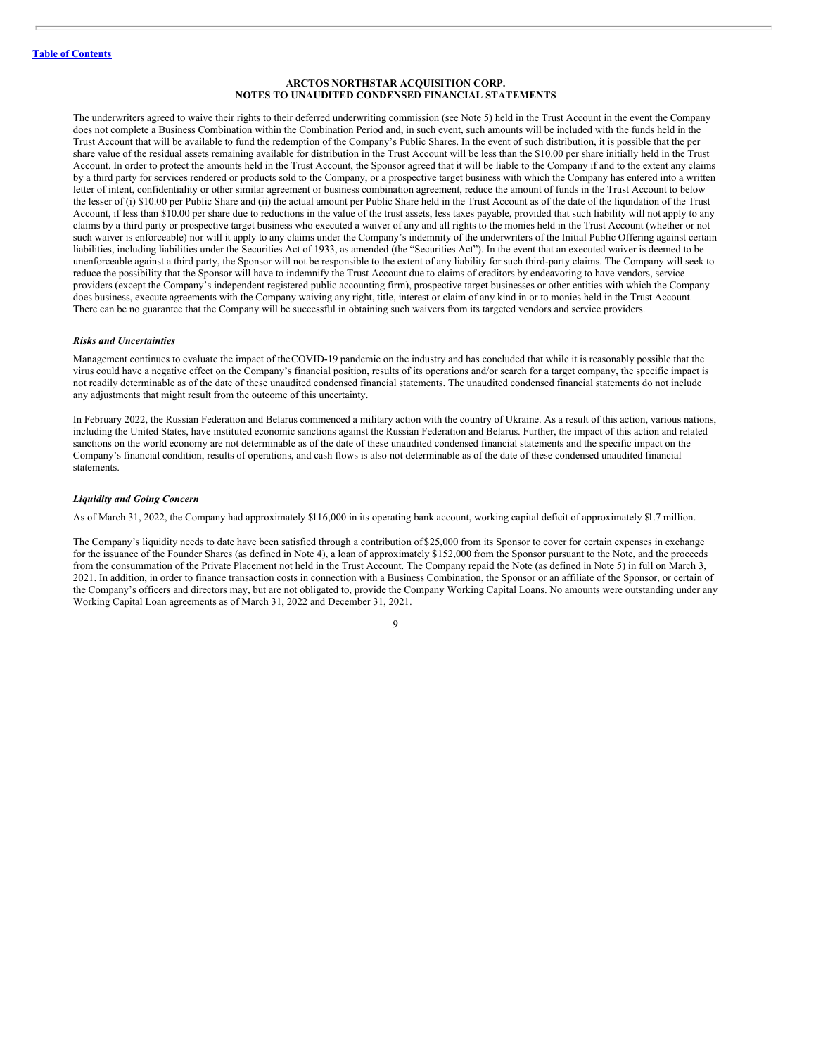**ARCTOS NORTHSTAR ACQUISITION CORP.**
**NOTES TO UNAUDITED CONDENSED FINANCIAL STATEMENTS**

The underwriters agreed to waive their rights to their deferred underwriting commission (see Note 5) held in the Trust Account in the event the Company does not complete a Business Combination within the Combination Period and, in such event, such amounts will be included with the funds held in the Trust Account that will be available to fund the redemption of the Company's Public Shares. In the event of such distribution, it is possible that the per share value of the residual assets remaining available for distribution in the Trust Account will be less than the $10.00 per share initially held in the Trust Account. In order to protect the amounts held in the Trust Account, the Sponsor agreed that it will be liable to the Company if and to the extent any claims by a third party for services rendered or products sold to the Company, or a prospective target business with which the Company has entered into a written letter of intent, confidentiality or other similar agreement or business combination agreement, reduce the amount of funds in the Trust Account to below the lesser of (i) $10.00 per Public Share and (ii) the actual amount per Public Share held in the Trust Account as of the date of the liquidation of the Trust Account, if less than $10.00 per share due to reductions in the value of the trust assets, less taxes payable, provided that such liability will not apply to any claims by a third party or prospective target business who executed a waiver of any and all rights to the monies held in the Trust Account (whether or not such waiver is enforceable) nor will it apply to any claims under the Company's indemnity of the underwriters of the Initial Public Offering against certain liabilities, including liabilities under the Securities Act of 1933, as amended (the "Securities Act"). In the event that an executed waiver is deemed to be unenforceable against a third party, the Sponsor will not be responsible to the extent of any liability for such third-party claims. The Company will seek to reduce the possibility that the Sponsor will have to indemnify the Trust Account due to claims of creditors by endeavoring to have vendors, service providers (except the Company's independent registered public accounting firm), prospective target businesses or other entities with which the Company does business, execute agreements with the Company waiving any right, title, interest or claim of any kind in or to monies held in the Trust Account. There can be no guarantee that the Company will be successful in obtaining such waivers from its targeted vendors and service providers.

***Risks and Uncertainties***

Management continues to evaluate the impact of the COVID-19 pandemic on the industry and has concluded that while it is reasonably possible that the virus could have a negative effect on the Company's financial position, results of its operations and/or search for a target company, the specific impact is not readily determinable as of the date of these unaudited condensed financial statements. The unaudited condensed financial statements do not include any adjustments that might result from the outcome of this uncertainty.

In February 2022, the Russian Federation and Belarus commenced a military action with the country of Ukraine. As a result of this action, various nations, including the United States, have instituted economic sanctions against the Russian Federation and Belarus. Further, the impact of this action and related sanctions on the world economy are not determinable as of the date of these unaudited condensed financial statements and the specific impact on the Company's financial condition, results of operations, and cash flows is also not determinable as of the date of these condensed unaudited financial statements.

***Liquidity and Going Concern***

As of March 31, 2022, the Company had approximately $116,000 in its operating bank account, working capital deficit of approximately $1.7 million.

The Company's liquidity needs to date have been satisfied through a contribution of $25,000 from its Sponsor to cover for certain expenses in exchange for the issuance of the Founder Shares (as defined in Note 4), a loan of approximately $152,000 from the Sponsor pursuant to the Note, and the proceeds from the consummation of the Private Placement not held in the Trust Account. The Company repaid the Note (as defined in Note 5) in full on March 3, 2021. In addition, in order to finance transaction costs in connection with a Business Combination, the Sponsor or an affiliate of the Sponsor, or certain of the Company's officers and directors may, but are not obligated to, provide the Company Working Capital Loans. No amounts were outstanding under any Working Capital Loan agreements as of March 31, 2022 and December 31, 2021.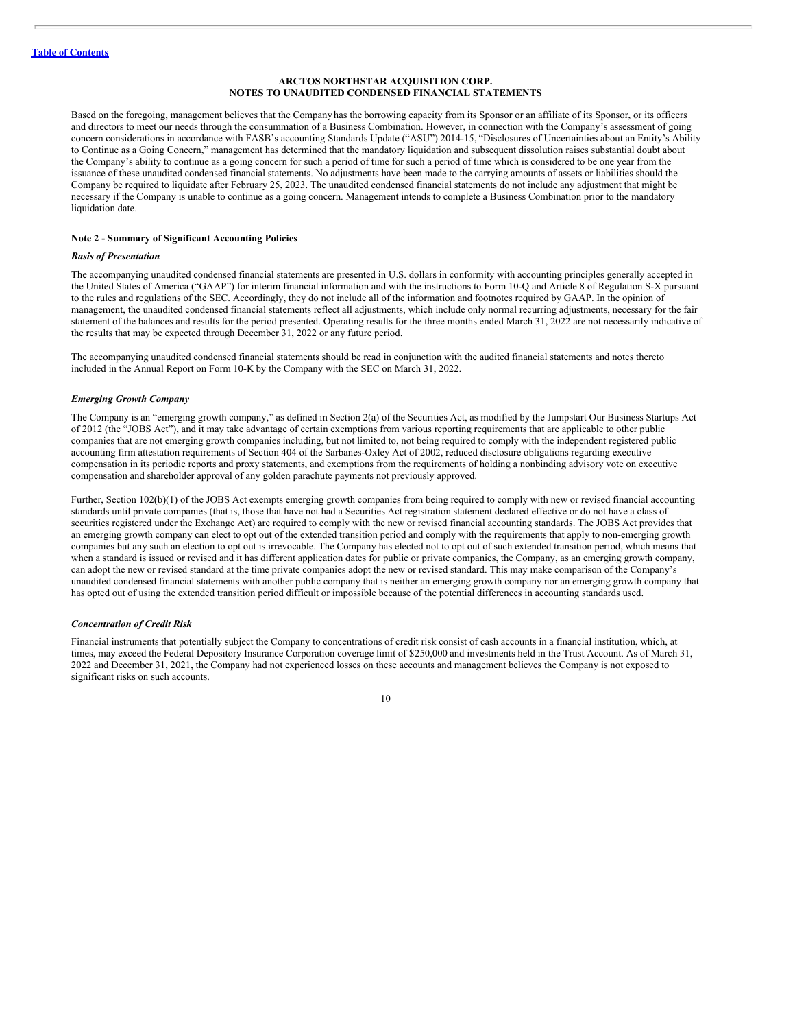**ARCTOS NORTHSTAR ACQUISITION CORP.**
**NOTES TO UNAUDITED CONDENSED FINANCIAL STATEMENTS**

Based on the foregoing, management believes that the Company has the borrowing capacity from its Sponsor or an affiliate of its Sponsor, or its officers and directors to meet our needs through the consummation of a Business Combination. However, in connection with the Company's assessment of going concern considerations in accordance with FASB's accounting Standards Update ("ASU") 2014-15, "Disclosures of Uncertainties about an Entity's Ability to Continue as a Going Concern," management has determined that the mandatory liquidation and subsequent dissolution raises substantial doubt about the Company's ability to continue as a going concern for such a period of time for such a period of time which is considered to be one year from the issuance of these unaudited condensed financial statements. No adjustments have been made to the carrying amounts of assets or liabilities should the Company be required to liquidate after February 25, 2023. The unaudited condensed financial statements do not include any adjustment that might be necessary if the Company is unable to continue as a going concern. Management intends to complete a Business Combination prior to the mandatory liquidation date.

**Note 2 - Summary of Significant Accounting Policies**

***Basis of Presentation***

The accompanying unaudited condensed financial statements are presented in U.S. dollars in conformity with accounting principles generally accepted in the United States of America ("GAAP") for interim financial information and with the instructions to Form 10-Q and Article 8 of Regulation S-X pursuant to the rules and regulations of the SEC. Accordingly, they do not include all of the information and footnotes required by GAAP. In the opinion of management, the unaudited condensed financial statements reflect all adjustments, which include only normal recurring adjustments, necessary for the fair statement of the balances and results for the period presented. Operating results for the three months ended March 31, 2022 are not necessarily indicative of the results that may be expected through December 31, 2022 or any future period.

The accompanying unaudited condensed financial statements should be read in conjunction with the audited financial statements and notes thereto included in the Annual Report on Form 10-K by the Company with the SEC on March 31, 2022.

***Emerging Growth Company***

The Company is an "emerging growth company," as defined in Section 2(a) of the Securities Act, as modified by the Jumpstart Our Business Startups Act of 2012 (the "JOBS Act"), and it may take advantage of certain exemptions from various reporting requirements that are applicable to other public companies that are not emerging growth companies including, but not limited to, not being required to comply with the independent registered public accounting firm attestation requirements of Section 404 of the Sarbanes-Oxley Act of 2002, reduced disclosure obligations regarding executive compensation in its periodic reports and proxy statements, and exemptions from the requirements of holding a nonbinding advisory vote on executive compensation and shareholder approval of any golden parachute payments not previously approved.

Further, Section 102(b)(1) of the JOBS Act exempts emerging growth companies from being required to comply with new or revised financial accounting standards until private companies (that is, those that have not had a Securities Act registration statement declared effective or do not have a class of securities registered under the Exchange Act) are required to comply with the new or revised financial accounting standards. The JOBS Act provides that an emerging growth company can elect to opt out of the extended transition period and comply with the requirements that apply to non-emerging growth companies but any such an election to opt out is irrevocable. The Company has elected not to opt out of such extended transition period, which means that when a standard is issued or revised and it has different application dates for public or private companies, the Company, as an emerging growth company, can adopt the new or revised standard at the time private companies adopt the new or revised standard. This may make comparison of the Company's unaudited condensed financial statements with another public company that is neither an emerging growth company nor an emerging growth company that has opted out of using the extended transition period difficult or impossible because of the potential differences in accounting standards used.

***Concentration of Credit Risk***

Financial instruments that potentially subject the Company to concentrations of credit risk consist of cash accounts in a financial institution, which, at times, may exceed the Federal Depository Insurance Corporation coverage limit of $250,000 and investments held in the Trust Account. As of March 31, 2022 and December 31, 2021, the Company had not experienced losses on these accounts and management believes the Company is not exposed to significant risks on such accounts.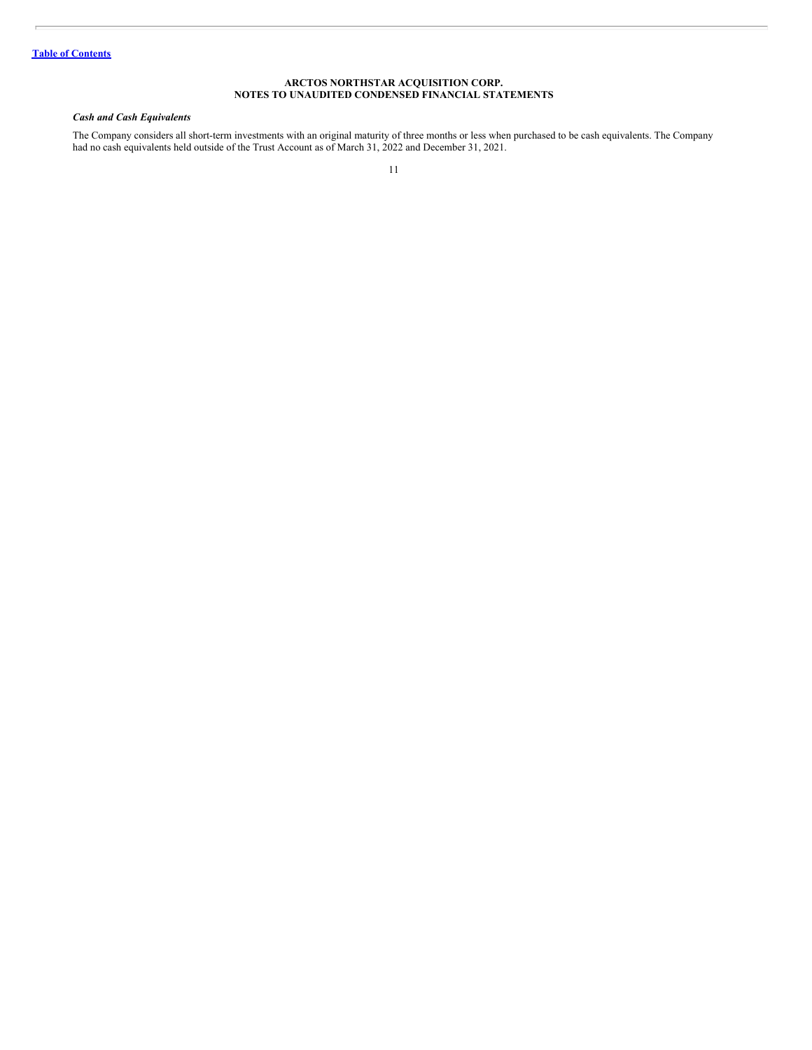**Table of Contents**

**ARCTOS NORTHSTAR ACQUISITION CORP.**
**NOTES TO UNAUDITED CONDENSED FINANCIAL STATEMENTS**

***Cash and Cash Equivalents***

The Company considers all short-term investments with an original maturity of three months or less when purchased to be cash equivalents. The Company had no cash equivalents held outside of the Trust Account as of March 31, 2022 and December 31, 2021.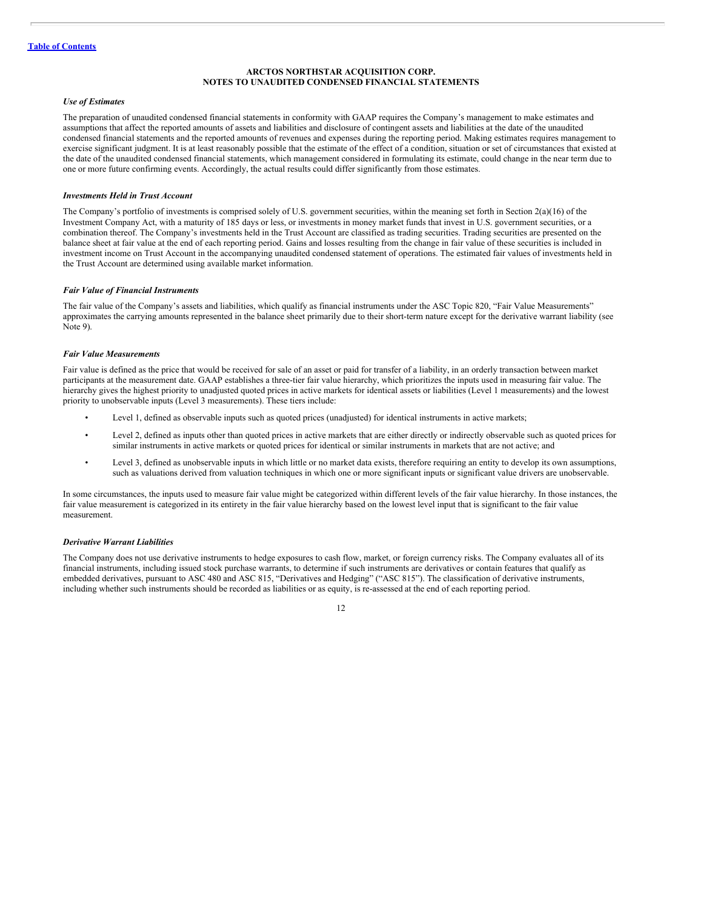**ARCTOS NORTHSTAR ACQUISITION CORP.**
**NOTES TO UNAUDITED CONDENSED FINANCIAL STATEMENTS**

***Use of Estimates***

The preparation of unaudited condensed financial statements in conformity with GAAP requires the Company's management to make estimates and assumptions that affect the reported amounts of assets and liabilities and disclosure of contingent assets and liabilities at the date of the unaudited condensed financial statements and the reported amounts of revenues and expenses during the reporting period. Making estimates requires management to exercise significant judgment. It is at least reasonably possible that the estimate of the effect of a condition, situation or set of circumstances that existed at the date of the unaudited condensed financial statements, which management considered in formulating its estimate, could change in the near term due to one or more future confirming events. Accordingly, the actual results could differ significantly from those estimates.

***Investments Held in Trust Account***

The Company's portfolio of investments is comprised solely of U.S. government securities, within the meaning set forth in Section 2(a)(16) of the Investment Company Act, with a maturity of 185 days or less, or investments in money market funds that invest in U.S. government securities, or a combination thereof. The Company's investments held in the Trust Account are classified as trading securities. Trading securities are presented on the balance sheet at fair value at the end of each reporting period. Gains and losses resulting from the change in fair value of these securities is included in investment income on Trust Account in the accompanying unaudited condensed statement of operations. The estimated fair values of investments held in the Trust Account are determined using available market information.

***Fair Value of Financial Instruments***

The fair value of the Company's assets and liabilities, which qualify as financial instruments under the ASC Topic 820, "Fair Value Measurements" approximates the carrying amounts represented in the balance sheet primarily due to their short-term nature except for the derivative warrant liability (see Note 9).

***Fair Value Measurements***

Fair value is defined as the price that would be received for sale of an asset or paid for transfer of a liability, in an orderly transaction between market participants at the measurement date. GAAP establishes a three-tier fair value hierarchy, which prioritizes the inputs used in measuring fair value. The hierarchy gives the highest priority to unadjusted quoted prices in active markets for identical assets or liabilities (Level 1 measurements) and the lowest priority to unobservable inputs (Level 3 measurements). These tiers include:

- Level 1, defined as observable inputs such as quoted prices (unadjusted) for identical instruments in active markets;
- Level 2, defined as inputs other than quoted prices in active markets that are either directly or indirectly observable such as quoted prices for similar instruments in active markets or quoted prices for identical or similar instruments in markets that are not active; and
- Level 3, defined as unobservable inputs in which little or no market data exists, therefore requiring an entity to develop its own assumptions, such as valuations derived from valuation techniques in which one or more significant inputs or significant value drivers are unobservable.

In some circumstances, the inputs used to measure fair value might be categorized within different levels of the fair value hierarchy. In those instances, the fair value measurement is categorized in its entirety in the fair value hierarchy based on the lowest level input that is significant to the fair value measurement.

***Derivative Warrant Liabilities***

The Company does not use derivative instruments to hedge exposures to cash flow, market, or foreign currency risks. The Company evaluates all of its financial instruments, including issued stock purchase warrants, to determine if such instruments are derivatives or contain features that qualify as embedded derivatives, pursuant to ASC 480 and ASC 815, "Derivatives and Hedging" ("ASC 815"). The classification of derivative instruments, including whether such instruments should be recorded as liabilities or as equity, is re-assessed at the end of each reporting period.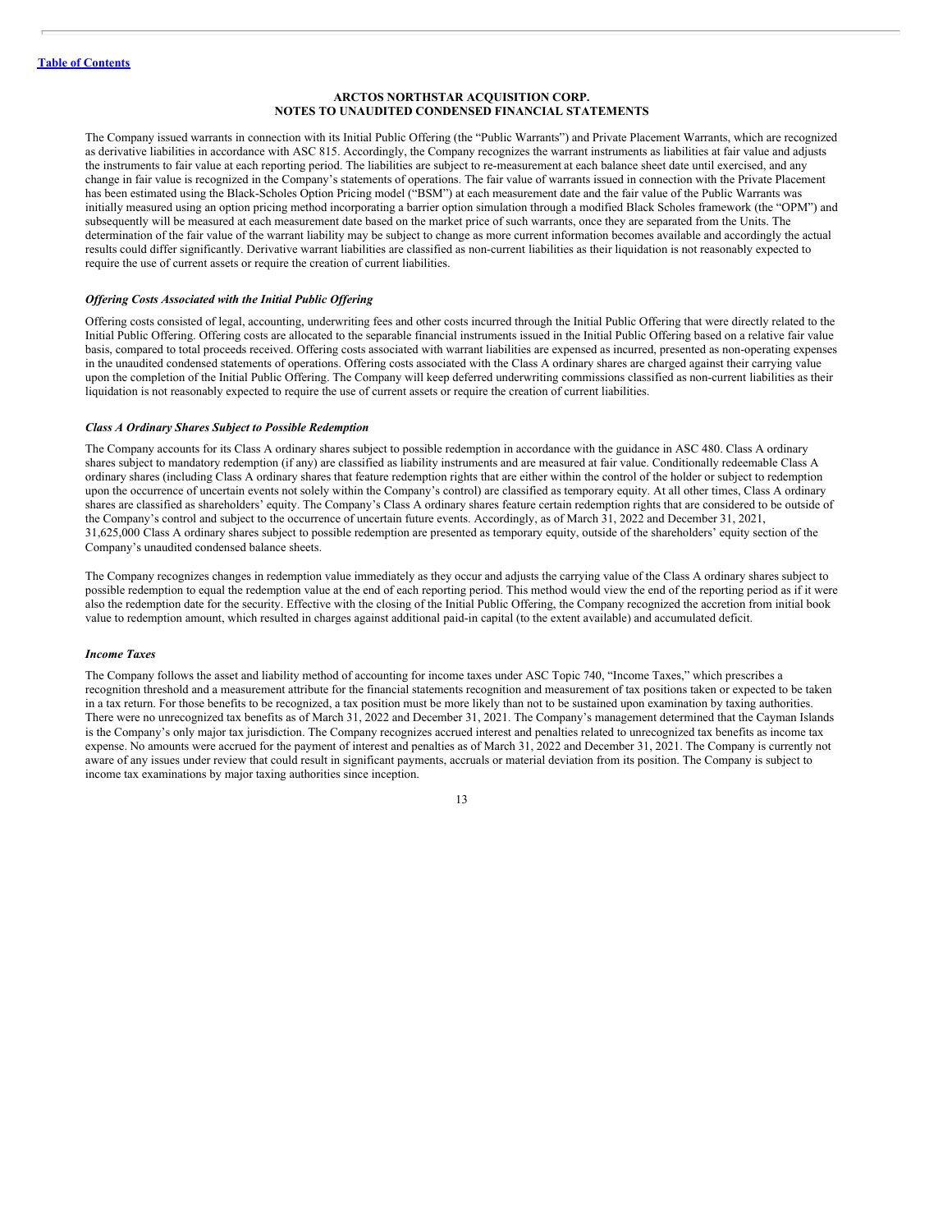The Company issued warrants in connection with its Initial Public Offering (the "Public Warrants") and Private Placement Warrants, which are recognized as derivative liabilities in accordance with ASC 815. Accordingly, the Company recognizes the warrant instruments as liabilities at fair value and adjusts the instruments to fair value at each reporting period. The liabilities are subject to re-measurement at each balance sheet date until exercised, and any change in fair value is recognized in the Company's statements of operations. The fair value of warrants issued in connection with the Private Placement has been estimated using the Black-Scholes Option Pricing model ("BSM") at each measurement date and the fair value of the Public Warrants was initially measured using an option pricing method incorporating a barrier option simulation through a modified Black Scholes framework (the "OPM") and subsequently will be measured at each measurement date based on the market price of such warrants, once they are separated from the Units. The determination of the fair value of the warrant liability may be subject to change as more current information becomes available and accordingly the actual results could differ significantly. Derivative warrant liabilities are classified as non-current liabilities as their liquidation is not reasonably expected to require the use of current assets or require the creation of current liabilities.

***Offering Costs Associated with the Initial Public Offering***

Offering costs consisted of legal, accounting, underwriting fees and other costs incurred through the Initial Public Offering that were directly related to the Initial Public Offering. Offering costs are allocated to the separable financial instruments issued in the Initial Public Offering based on a relative fair value basis, compared to total proceeds received. Offering costs associated with warrant liabilities are expensed as incurred, presented as non-operating expenses in the unaudited condensed statements of operations. Offering costs associated with the Class A ordinary shares are charged against their carrying value upon the completion of the Initial Public Offering. The Company will keep deferred underwriting commissions classified as non-current liabilities as their liquidation is not reasonably expected to require the use of current assets or require the creation of current liabilities.

***Class A Ordinary Shares Subject to Possible Redemption***

The Company accounts for its Class A ordinary shares subject to possible redemption in accordance with the guidance in ASC 480. Class A ordinary shares subject to mandatory redemption (if any) are classified as liability instruments and are measured at fair value. Conditionally redeemable Class A ordinary shares (including Class A ordinary shares that feature redemption rights that are either within the control of the holder or subject to redemption upon the occurrence of uncertain events not solely within the Company's control) are classified as temporary equity. At all other times, Class A ordinary shares are classified as shareholders' equity. The Company's Class A ordinary shares feature certain redemption rights that are considered to be outside of the Company's control and subject to the occurrence of uncertain future events. Accordingly, as of March 31, 2022 and December 31, 2021, 31,625,000 Class A ordinary shares subject to possible redemption are presented as temporary equity, outside of the shareholders' equity section of the Company's unaudited condensed balance sheets.

The Company recognizes changes in redemption value immediately as they occur and adjusts the carrying value of the Class A ordinary shares subject to possible redemption to equal the redemption value at the end of each reporting period. This method would view the end of the reporting period as if it were also the redemption date for the security. Effective with the closing of the Initial Public Offering, the Company recognized the accretion from initial book value to redemption amount, which resulted in charges against additional paid-in capital (to the extent available) and accumulated deficit.

***Income Taxes***

The Company follows the asset and liability method of accounting for income taxes under ASC Topic 740, "Income Taxes," which prescribes a recognition threshold and a measurement attribute for the financial statements recognition and measurement of tax positions taken or expected to be taken in a tax return. For those benefits to be recognized, a tax position must be more likely than not to be sustained upon examination by taxing authorities. There were no unrecognized tax benefits as of March 31, 2022 and December 31, 2021. The Company's management determined that the Cayman Islands is the Company's only major tax jurisdiction. The Company recognizes accrued interest and penalties related to unrecognized tax benefits as income tax expense. No amounts were accrued for the payment of interest and penalties as of March 31, 2022 and December 31, 2021. The Company is currently not aware of any issues under review that could result in significant payments, accruals or material deviation from its position. The Company is subject to income tax examinations by major taxing authorities since inception.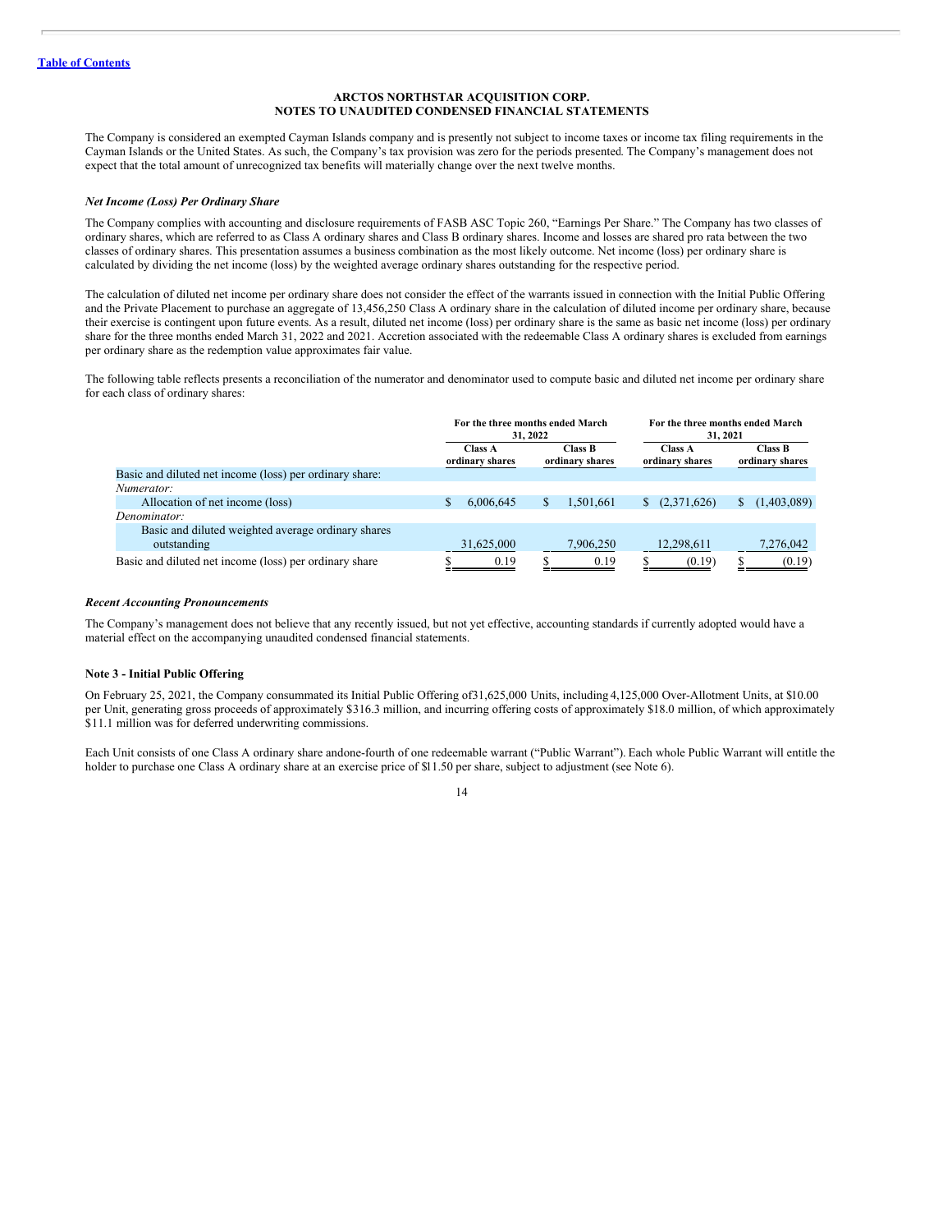**ARCTOS NORTHSTAR ACQUISITION CORP.**
**NOTES TO UNAUDITED CONDENSED FINANCIAL STATEMENTS**

The Company is considered an exempted Cayman Islands company and is presently not subject to income taxes or income tax filing requirements in the Cayman Islands or the United States. As such, the Company's tax provision was zero for the periods presented. The Company's management does not expect that the total amount of unrecognized tax benefits will materially change over the next twelve months.

***Net Income (Loss) Per Ordinary Share***

The Company complies with accounting and disclosure requirements of FASB ASC Topic 260, "Earnings Per Share." The Company has two classes of ordinary shares, which are referred to as Class A ordinary shares and Class B ordinary shares. Income and losses are shared pro rata between the two classes of ordinary shares. This presentation assumes a business combination as the most likely outcome. Net income (loss) per ordinary share is calculated by dividing the net income (loss) by the weighted average ordinary shares outstanding for the respective period.

The calculation of diluted net income per ordinary share does not consider the effect of the warrants issued in connection with the Initial Public Offering and the Private Placement to purchase an aggregate of 13,456,250 Class A ordinary share in the calculation of diluted income per ordinary share, because their exercise is contingent upon future events. As a result, diluted net income (loss) per ordinary share is the same as basic net income (loss) per ordinary share for the three months ended March 31, 2022 and 2021. Accretion associated with the redeemable Class A ordinary shares is excluded from earnings per ordinary share as the redemption value approximates fair value.

The following table reflects presents a reconciliation of the numerator and denominator used to compute basic and diluted net income per ordinary share for each class of ordinary shares:

| | For the three months ended March 31, 2022 | | For the three months ended March 31, 2021 | |
|---|---|---|---|---|
| | Class A ordinary shares | Class B ordinary shares | Class A ordinary shares | Class B ordinary shares |
| Basic and diluted net income (loss) per ordinary share: | | | | |
| *Numerator:* | | | | |
| Allocation of net income (loss) | $ 6,006,645 | $ 1,501,661 | $ (2,371,626) | $ (1,403,089) |
| *Denominator:* | | | | |
| Basic and diluted weighted average ordinary shares outstanding | 31,625,000 | 7,906,250 | 12,298,611 | 7,276,042 |
| Basic and diluted net income (loss) per ordinary share | $ 0.19 | $ 0.19 | $ (0.19) | $ (0.19) |

***Recent Accounting Pronouncements***

The Company's management does not believe that any recently issued, but not yet effective, accounting standards if currently adopted would have a material effect on the accompanying unaudited condensed financial statements.

**Note 3 - Initial Public Offering**

On February 25, 2021, the Company consummated its Initial Public Offering of31,625,000 Units, including 4,125,000 Over-Allotment Units, at $10.00 per Unit, generating gross proceeds of approximately $316.3 million, and incurring offering costs of approximately $18.0 million, of which approximately $11.1 million was for deferred underwriting commissions.

Each Unit consists of one Class A ordinary share andone-fourth of one redeemable warrant ("Public Warrant"). Each whole Public Warrant will entitle the holder to purchase one Class A ordinary share at an exercise price of $11.50 per share, subject to adjustment (see Note 6).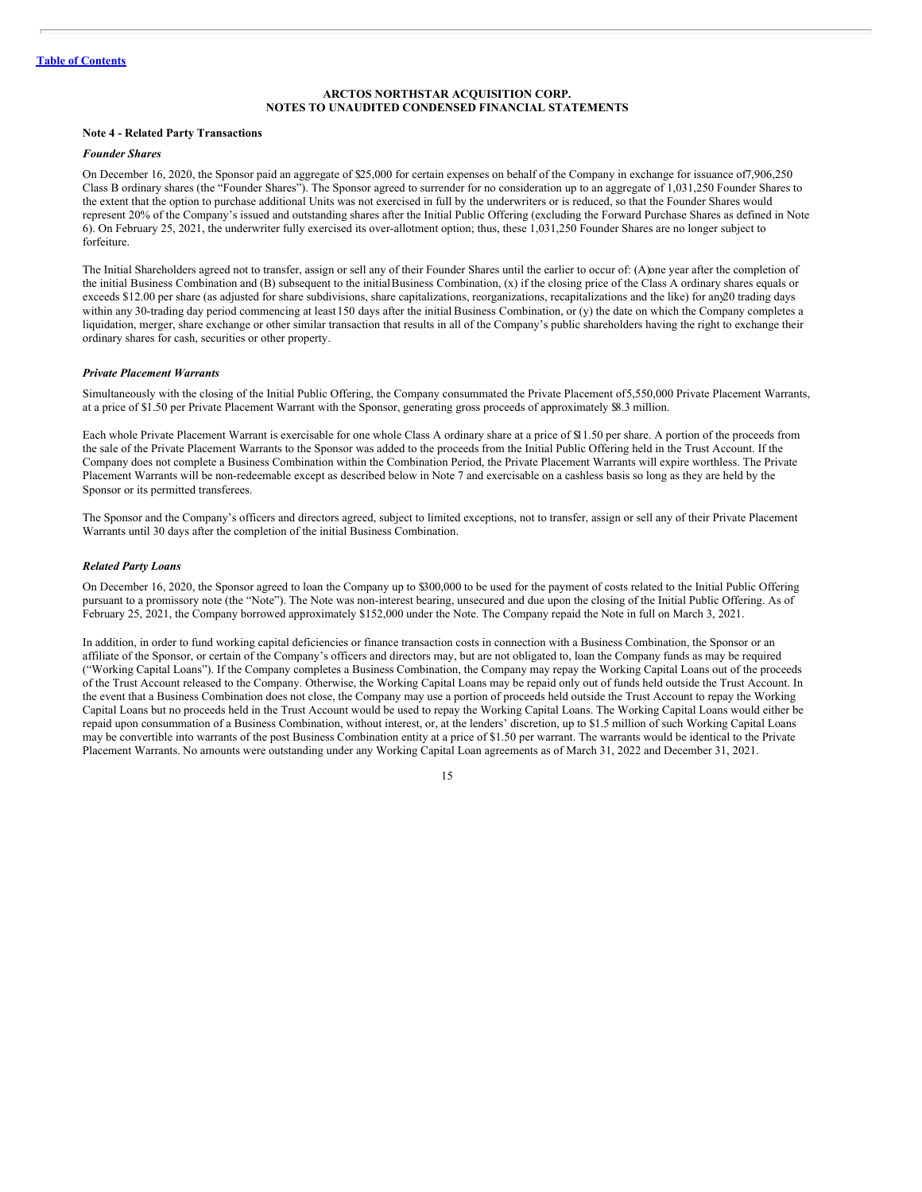**ARCTOS NORTHSTAR ACQUISITION CORP.**
**NOTES TO UNAUDITED CONDENSED FINANCIAL STATEMENTS**

**Note 4 - Related Party Transactions**

***Founder Shares***

On December 16, 2020, the Sponsor paid an aggregate of $25,000 for certain expenses on behalf of the Company in exchange for issuance of 7,906,250 Class B ordinary shares (the "Founder Shares"). The Sponsor agreed to surrender for no consideration up to an aggregate of 1,031,250 Founder Shares to the extent that the option to purchase additional Units was not exercised in full by the underwriters or is reduced, so that the Founder Shares would represent 20% of the Company's issued and outstanding shares after the Initial Public Offering (excluding the Forward Purchase Shares as defined in Note 6). On February 25, 2021, the underwriter fully exercised its over-allotment option; thus, these 1,031,250 Founder Shares are no longer subject to forfeiture.

The Initial Shareholders agreed not to transfer, assign or sell any of their Founder Shares until the earlier to occur of: (A) one year after the completion of the initial Business Combination and (B) subsequent to the initial Business Combination, (x) if the closing price of the Class A ordinary shares equals or exceeds $12.00 per share (as adjusted for share subdivisions, share capitalizations, reorganizations, recapitalizations and the like) for any 20 trading days within any 30-trading day period commencing at least 150 days after the initial Business Combination, or (y) the date on which the Company completes a liquidation, merger, share exchange or other similar transaction that results in all of the Company's public shareholders having the right to exchange their ordinary shares for cash, securities or other property.

***Private Placement Warrants***

Simultaneously with the closing of the Initial Public Offering, the Company consummated the Private Placement of 5,550,000 Private Placement Warrants, at a price of $1.50 per Private Placement Warrant with the Sponsor, generating gross proceeds of approximately $8.3 million.

Each whole Private Placement Warrant is exercisable for one whole Class A ordinary share at a price of $11.50 per share. A portion of the proceeds from the sale of the Private Placement Warrants to the Sponsor was added to the proceeds from the Initial Public Offering held in the Trust Account. If the Company does not complete a Business Combination within the Combination Period, the Private Placement Warrants will expire worthless. The Private Placement Warrants will be non-redeemable except as described below in Note 7 and exercisable on a cashless basis so long as they are held by the Sponsor or its permitted transferees.

The Sponsor and the Company's officers and directors agreed, subject to limited exceptions, not to transfer, assign or sell any of their Private Placement Warrants until 30 days after the completion of the initial Business Combination.

***Related Party Loans***

On December 16, 2020, the Sponsor agreed to loan the Company up to $300,000 to be used for the payment of costs related to the Initial Public Offering pursuant to a promissory note (the "Note"). The Note was non-interest bearing, unsecured and due upon the closing of the Initial Public Offering. As of February 25, 2021, the Company borrowed approximately $152,000 under the Note. The Company repaid the Note in full on March 3, 2021.

In addition, in order to fund working capital deficiencies or finance transaction costs in connection with a Business Combination, the Sponsor or an affiliate of the Sponsor, or certain of the Company's officers and directors may, but are not obligated to, loan the Company funds as may be required ("Working Capital Loans"). If the Company completes a Business Combination, the Company may repay the Working Capital Loans out of the proceeds of the Trust Account released to the Company. Otherwise, the Working Capital Loans may be repaid only out of funds held outside the Trust Account. In the event that a Business Combination does not close, the Company may use a portion of proceeds held outside the Trust Account to repay the Working Capital Loans but no proceeds held in the Trust Account would be used to repay the Working Capital Loans. The Working Capital Loans would either be repaid upon consummation of a Business Combination, without interest, or, at the lenders' discretion, up to $1.5 million of such Working Capital Loans may be convertible into warrants of the post Business Combination entity at a price of $1.50 per warrant. The warrants would be identical to the Private Placement Warrants. No amounts were outstanding under any Working Capital Loan agreements as of March 31, 2022 and December 31, 2021.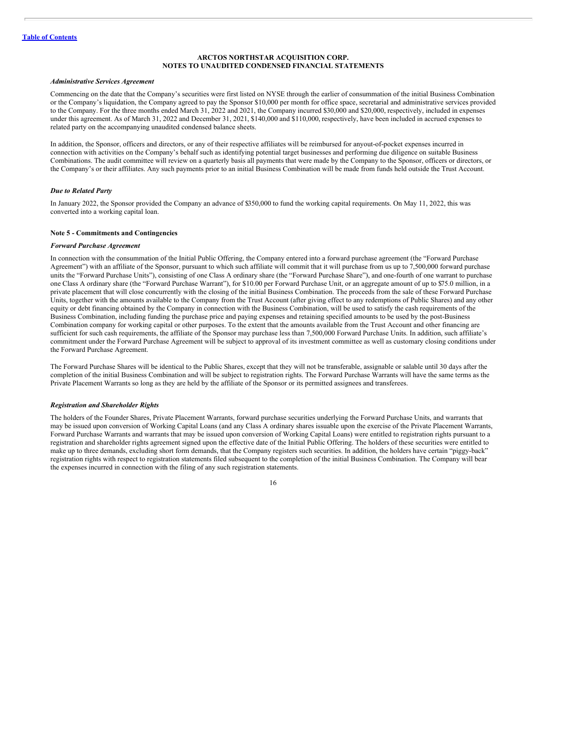**ARCTOS NORTHSTAR ACQUISITION CORP.**
**NOTES TO UNAUDITED CONDENSED FINANCIAL STATEMENTS**

***Administrative Services Agreement***

Commencing on the date that the Company's securities were first listed on NYSE through the earlier of consummation of the initial Business Combination or the Company's liquidation, the Company agreed to pay the Sponsor $10,000 per month for office space, secretarial and administrative services provided to the Company. For the three months ended March 31, 2022 and 2021, the Company incurred $30,000 and $20,000, respectively, included in expenses under this agreement. As of March 31, 2022 and December 31, 2021, $140,000 and $110,000, respectively, have been included in accrued expenses to related party on the accompanying unaudited condensed balance sheets.

In addition, the Sponsor, officers and directors, or any of their respective affiliates will be reimbursed for anyout-of-pocket expenses incurred in connection with activities on the Company's behalf such as identifying potential target businesses and performing due diligence on suitable Business Combinations. The audit committee will review on a quarterly basis all payments that were made by the Company to the Sponsor, officers or directors, or the Company's or their affiliates. Any such payments prior to an initial Business Combination will be made from funds held outside the Trust Account.

***Due to Related Party***

In January 2022, the Sponsor provided the Company an advance of $350,000 to fund the working capital requirements. On May 11, 2022, this was converted into a working capital loan.

**Note 5 - Commitments and Contingencies**

***Forward Purchase Agreement***

In connection with the consummation of the Initial Public Offering, the Company entered into a forward purchase agreement (the "Forward Purchase Agreement") with an affiliate of the Sponsor, pursuant to which such affiliate will commit that it will purchase from us up to 7,500,000 forward purchase units the "Forward Purchase Units"), consisting of one Class A ordinary share (the "Forward Purchase Share"), and one-fourth of one warrant to purchase one Class A ordinary share (the "Forward Purchase Warrant"), for $10.00 per Forward Purchase Unit, or an aggregate amount of up to $75.0 million, in a private placement that will close concurrently with the closing of the initial Business Combination. The proceeds from the sale of these Forward Purchase Units, together with the amounts available to the Company from the Trust Account (after giving effect to any redemptions of Public Shares) and any other equity or debt financing obtained by the Company in connection with the Business Combination, will be used to satisfy the cash requirements of the Business Combination, including funding the purchase price and paying expenses and retaining specified amounts to be used by the post-Business Combination company for working capital or other purposes. To the extent that the amounts available from the Trust Account and other financing are sufficient for such cash requirements, the affiliate of the Sponsor may purchase less than 7,500,000 Forward Purchase Units. In addition, such affiliate's commitment under the Forward Purchase Agreement will be subject to approval of its investment committee as well as customary closing conditions under the Forward Purchase Agreement.

The Forward Purchase Shares will be identical to the Public Shares, except that they will not be transferable, assignable or salable until 30 days after the completion of the initial Business Combination and will be subject to registration rights. The Forward Purchase Warrants will have the same terms as the Private Placement Warrants so long as they are held by the affiliate of the Sponsor or its permitted assignees and transferees.

***Registration and Shareholder Rights***

The holders of the Founder Shares, Private Placement Warrants, forward purchase securities underlying the Forward Purchase Units, and warrants that may be issued upon conversion of Working Capital Loans (and any Class A ordinary shares issuable upon the exercise of the Private Placement Warrants, Forward Purchase Warrants and warrants that may be issued upon conversion of Working Capital Loans) were entitled to registration rights pursuant to a registration and shareholder rights agreement signed upon the effective date of the Initial Public Offering. The holders of these securities were entitled to make up to three demands, excluding short form demands, that the Company registers such securities. In addition, the holders have certain "piggy-back" registration rights with respect to registration statements filed subsequent to the completion of the initial Business Combination. The Company will bear the expenses incurred in connection with the filing of any such registration statements.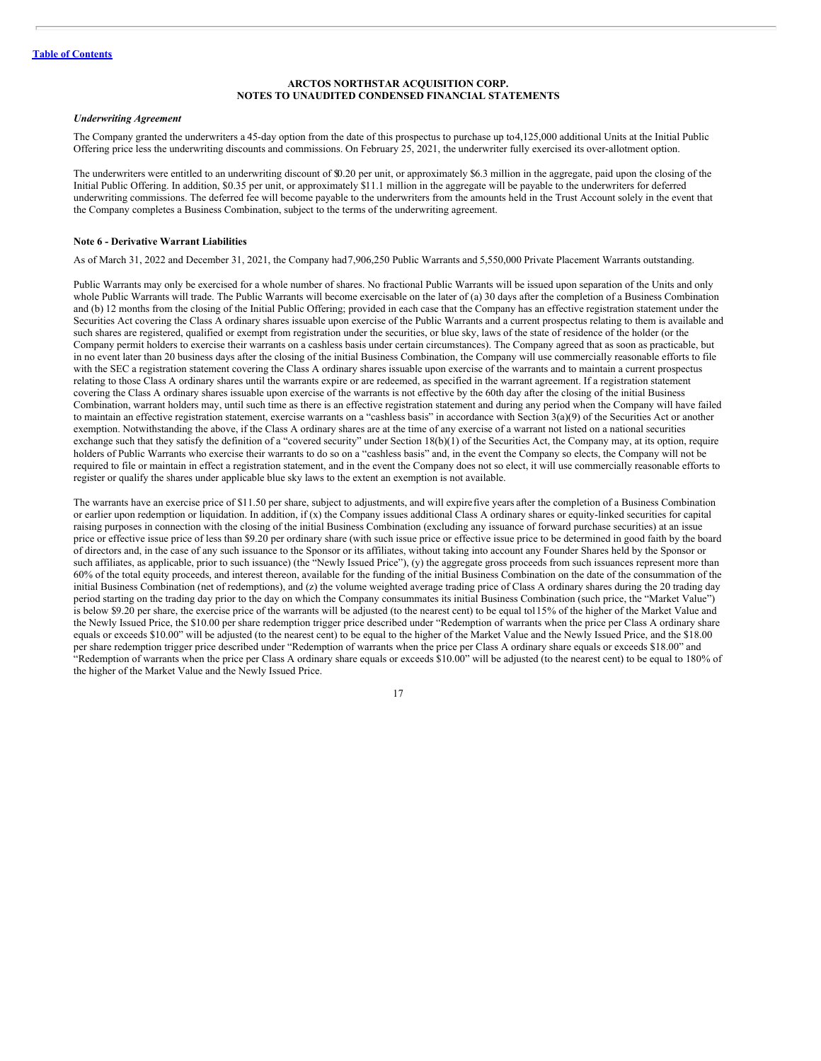### ARCTOS NORTHSTAR ACQUISITION CORP.
### NOTES TO UNAUDITED CONDENSED FINANCIAL STATEMENTS

***Underwriting Agreement***

The Company granted the underwriters a 45-day option from the date of this prospectus to purchase up to 4,125,000 additional Units at the Initial Public Offering price less the underwriting discounts and commissions. On February 25, 2021, the underwriter fully exercised its over-allotment option.

The underwriters were entitled to an underwriting discount of $0.20 per unit, or approximately $6.3 million in the aggregate, paid upon the closing of the Initial Public Offering. In addition, $0.35 per unit, or approximately $11.1 million in the aggregate will be payable to the underwriters for deferred underwriting commissions. The deferred fee will become payable to the underwriters from the amounts held in the Trust Account solely in the event that the Company completes a Business Combination, subject to the terms of the underwriting agreement.

**Note 6 - Derivative Warrant Liabilities**

As of March 31, 2022 and December 31, 2021, the Company had 7,906,250 Public Warrants and 5,550,000 Private Placement Warrants outstanding.

Public Warrants may only be exercised for a whole number of shares. No fractional Public Warrants will be issued upon separation of the Units and only whole Public Warrants will trade. The Public Warrants will become exercisable on the later of (a) 30 days after the completion of a Business Combination and (b) 12 months from the closing of the Initial Public Offering; provided in each case that the Company has an effective registration statement under the Securities Act covering the Class A ordinary shares issuable upon exercise of the Public Warrants and a current prospectus relating to them is available and such shares are registered, qualified or exempt from registration under the securities, or blue sky, laws of the state of residence of the holder (or the Company permit holders to exercise their warrants on a cashless basis under certain circumstances). The Company agreed that as soon as practicable, but in no event later than 20 business days after the closing of the initial Business Combination, the Company will use commercially reasonable efforts to file with the SEC a registration statement covering the Class A ordinary shares issuable upon exercise of the warrants and to maintain a current prospectus relating to those Class A ordinary shares until the warrants expire or are redeemed, as specified in the warrant agreement. If a registration statement covering the Class A ordinary shares issuable upon exercise of the warrants is not effective by the 60th day after the closing of the initial Business Combination, warrant holders may, until such time as there is an effective registration statement and during any period when the Company will have failed to maintain an effective registration statement, exercise warrants on a "cashless basis" in accordance with Section 3(a)(9) of the Securities Act or another exemption. Notwithstanding the above, if the Class A ordinary shares are at the time of any exercise of a warrant not listed on a national securities exchange such that they satisfy the definition of a "covered security" under Section 18(b)(1) of the Securities Act, the Company may, at its option, require holders of Public Warrants who exercise their warrants to do so on a "cashless basis" and, in the event the Company so elects, the Company will not be required to file or maintain in effect a registration statement, and in the event the Company does not so elect, it will use commercially reasonable efforts to register or qualify the shares under applicable blue sky laws to the extent an exemption is not available.

The warrants have an exercise price of $11.50 per share, subject to adjustments, and will expire five years after the completion of a Business Combination or earlier upon redemption or liquidation. In addition, if (x) the Company issues additional Class A ordinary shares or equity-linked securities for capital raising purposes in connection with the closing of the initial Business Combination (excluding any issuance of forward purchase securities) at an issue price or effective issue price of less than $9.20 per ordinary share (with such issue price or effective issue price to be determined in good faith by the board of directors and, in the case of any such issuance to the Sponsor or its affiliates, without taking into account any Founder Shares held by the Sponsor or such affiliates, as applicable, prior to such issuance) (the "Newly Issued Price"), (y) the aggregate gross proceeds from such issuances represent more than 60% of the total equity proceeds, and interest thereon, available for the funding of the initial Business Combination on the date of the consummation of the initial Business Combination (net of redemptions), and (z) the volume weighted average trading price of Class A ordinary shares during the 20 trading day period starting on the trading day prior to the day on which the Company consummates its initial Business Combination (such price, the "Market Value") is below $9.20 per share, the exercise price of the warrants will be adjusted (to the nearest cent) to be equal to 115% of the higher of the Market Value and the Newly Issued Price, the $10.00 per share redemption trigger price described under "Redemption of warrants when the price per Class A ordinary share equals or exceeds $10.00" will be adjusted (to the nearest cent) to be equal to the higher of the Market Value and the Newly Issued Price, and the $18.00 per share redemption trigger price described under "Redemption of warrants when the price per Class A ordinary share equals or exceeds $18.00" and "Redemption of warrants when the price per Class A ordinary share equals or exceeds $10.00" will be adjusted (to the nearest cent) to be equal to 180% of the higher of the Market Value and the Newly Issued Price.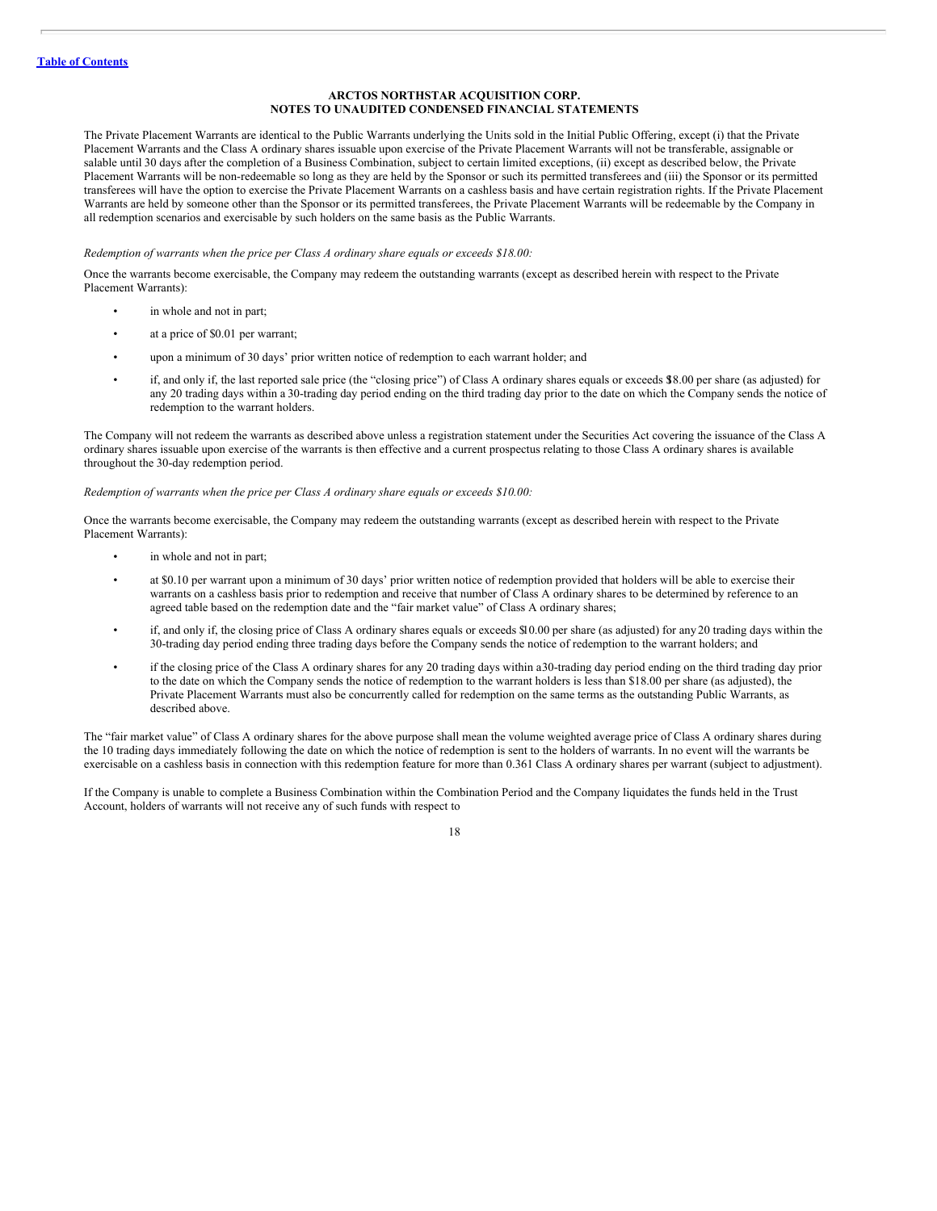**Table of Contents**

**ARCTOS NORTHSTAR ACQUISITION CORP.**
**NOTES TO UNAUDITED CONDENSED FINANCIAL STATEMENTS**

The Private Placement Warrants are identical to the Public Warrants underlying the Units sold in the Initial Public Offering, except (i) that the Private Placement Warrants and the Class A ordinary shares issuable upon exercise of the Private Placement Warrants will not be transferable, assignable or salable until 30 days after the completion of a Business Combination, subject to certain limited exceptions, (ii) except as described below, the Private Placement Warrants will be non-redeemable so long as they are held by the Sponsor or such its permitted transferees and (iii) the Sponsor or its permitted transferees will have the option to exercise the Private Placement Warrants on a cashless basis and have certain registration rights. If the Private Placement Warrants are held by someone other than the Sponsor or its permitted transferees, the Private Placement Warrants will be redeemable by the Company in all redemption scenarios and exercisable by such holders on the same basis as the Public Warrants.

*Redemption of warrants when the price per Class A ordinary share equals or exceeds $18.00:*

Once the warrants become exercisable, the Company may redeem the outstanding warrants (except as described herein with respect to the Private Placement Warrants):

- in whole and not in part;
- at a price of $0.01 per warrant;
- upon a minimum of 30 days' prior written notice of redemption to each warrant holder; and
- if, and only if, the last reported sale price (the "closing price") of Class A ordinary shares equals or exceeds $18.00 per share (as adjusted) for any 20 trading days within a 30-trading day period ending on the third trading day prior to the date on which the Company sends the notice of redemption to the warrant holders.

The Company will not redeem the warrants as described above unless a registration statement under the Securities Act covering the issuance of the Class A ordinary shares issuable upon exercise of the warrants is then effective and a current prospectus relating to those Class A ordinary shares is available throughout the 30-day redemption period.

*Redemption of warrants when the price per Class A ordinary share equals or exceeds $10.00:*

Once the warrants become exercisable, the Company may redeem the outstanding warrants (except as described herein with respect to the Private Placement Warrants):

- in whole and not in part;
- at $0.10 per warrant upon a minimum of 30 days' prior written notice of redemption provided that holders will be able to exercise their warrants on a cashless basis prior to redemption and receive that number of Class A ordinary shares to be determined by reference to an agreed table based on the redemption date and the "fair market value" of Class A ordinary shares;
- if, and only if, the closing price of Class A ordinary shares equals or exceeds $10.00 per share (as adjusted) for any 20 trading days within the 30-trading day period ending three trading days before the Company sends the notice of redemption to the warrant holders; and
- if the closing price of the Class A ordinary shares for any 20 trading days within a 30-trading day period ending on the third trading day prior to the date on which the Company sends the notice of redemption to the warrant holders is less than $18.00 per share (as adjusted), the Private Placement Warrants must also be concurrently called for redemption on the same terms as the outstanding Public Warrants, as described above.

The "fair market value" of Class A ordinary shares for the above purpose shall mean the volume weighted average price of Class A ordinary shares during the 10 trading days immediately following the date on which the notice of redemption is sent to the holders of warrants. In no event will the warrants be exercisable on a cashless basis in connection with this redemption feature for more than 0.361 Class A ordinary shares per warrant (subject to adjustment).

If the Company is unable to complete a Business Combination within the Combination Period and the Company liquidates the funds held in the Trust Account, holders of warrants will not receive any of such funds with respect to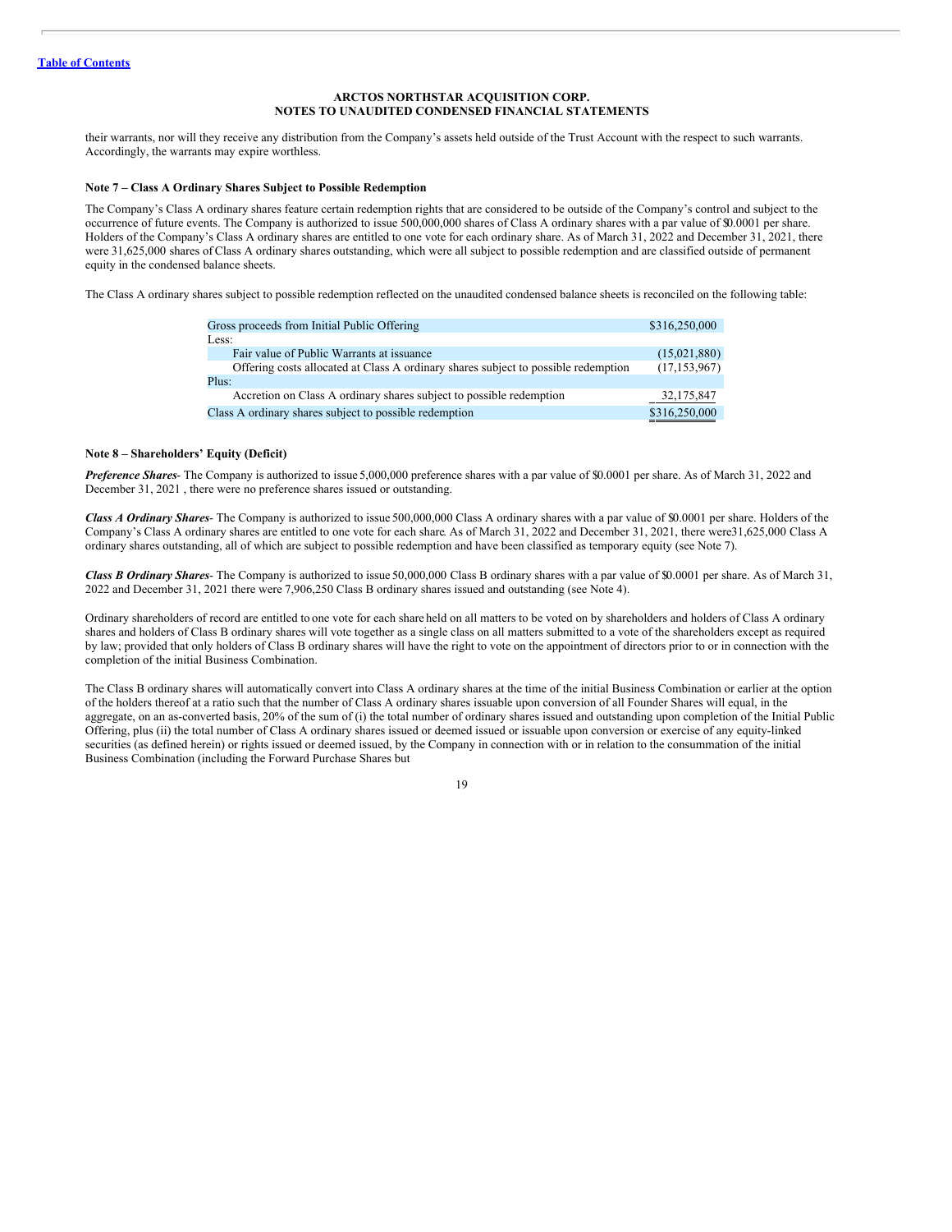their warrants, nor will they receive any distribution from the Company's assets held outside of the Trust Account with the respect to such warrants. Accordingly, the warrants may expire worthless.

**Note 7 – Class A Ordinary Shares Subject to Possible Redemption**

The Company's Class A ordinary shares feature certain redemption rights that are considered to be outside of the Company's control and subject to the occurrence of future events. The Company is authorized to issue 500,000,000 shares of Class A ordinary shares with a par value of $0.0001 per share. Holders of the Company's Class A ordinary shares are entitled to one vote for each ordinary share. As of March 31, 2022 and December 31, 2021, there were 31,625,000 shares of Class A ordinary shares outstanding, which were all subject to possible redemption and are classified outside of permanent equity in the condensed balance sheets.

The Class A ordinary shares subject to possible redemption reflected on the unaudited condensed balance sheets is reconciled on the following table:

| | |
|---|---|
| Gross proceeds from Initial Public Offering | $316,250,000 |
| Less: | |
| Fair value of Public Warrants at issuance | (15,021,880) |
| Offering costs allocated at Class A ordinary shares subject to possible redemption | (17,153,967) |
| Plus: | |
| Accretion on Class A ordinary shares subject to possible redemption | 32,175,847 |
| Class A ordinary shares subject to possible redemption | $316,250,000 |

**Note 8 – Shareholders' Equity (Deficit)**

***Preference Shares***- The Company is authorized to issue 5,000,000 preference shares with a par value of $0.0001 per share. As of March 31, 2022 and December 31, 2021 , there were no preference shares issued or outstanding.

***Class A Ordinary Shares***- The Company is authorized to issue 500,000,000 Class A ordinary shares with a par value of $0.0001 per share. Holders of the Company's Class A ordinary shares are entitled to one vote for each share. As of March 31, 2022 and December 31, 2021, there were31,625,000 Class A ordinary shares outstanding, all of which are subject to possible redemption and have been classified as temporary equity (see Note 7).

***Class B Ordinary Shares***- The Company is authorized to issue 50,000,000 Class B ordinary shares with a par value of $0.0001 per share. As of March 31, 2022 and December 31, 2021 there were 7,906,250 Class B ordinary shares issued and outstanding (see Note 4).

Ordinary shareholders of record are entitled to one vote for each share held on all matters to be voted on by shareholders and holders of Class A ordinary shares and holders of Class B ordinary shares will vote together as a single class on all matters submitted to a vote of the shareholders except as required by law; provided that only holders of Class B ordinary shares will have the right to vote on the appointment of directors prior to or in connection with the completion of the initial Business Combination.

The Class B ordinary shares will automatically convert into Class A ordinary shares at the time of the initial Business Combination or earlier at the option of the holders thereof at a ratio such that the number of Class A ordinary shares issuable upon conversion of all Founder Shares will equal, in the aggregate, on an as-converted basis, 20% of the sum of (i) the total number of ordinary shares issued and outstanding upon completion of the Initial Public Offering, plus (ii) the total number of Class A ordinary shares issued or deemed issued or issuable upon conversion or exercise of any equity-linked securities (as defined herein) or rights issued or deemed issued, by the Company in connection with or in relation to the consummation of the initial Business Combination (including the Forward Purchase Shares but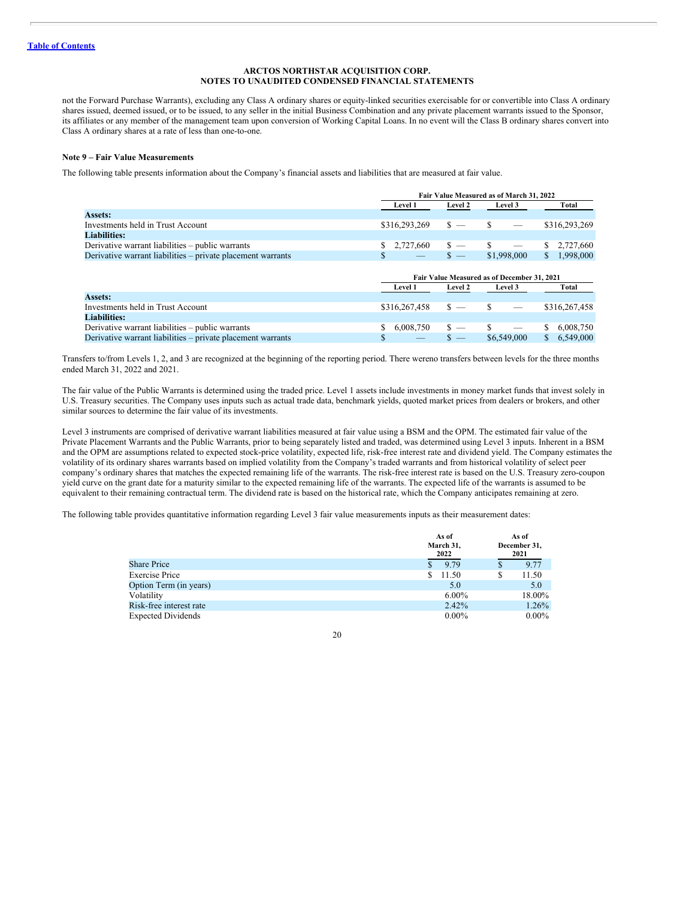not the Forward Purchase Warrants), excluding any Class A ordinary shares or equity-linked securities exercisable for or convertible into Class A ordinary shares issued, deemed issued, or to be issued, to any seller in the initial Business Combination and any private placement warrants issued to the Sponsor, its affiliates or any member of the management team upon conversion of Working Capital Loans. In no event will the Class B ordinary shares convert into Class A ordinary shares at a rate of less than one-to-one.

**Note 9 – Fair Value Measurements**

The following table presents information about the Company's financial assets and liabilities that are measured at fair value.

| | Fair Value Measured as of March 31, 2022 | | | |
|---|---|---|---|---|
| | Level 1 | Level 2 | Level 3 | Total |
| **Assets:** | | | | |
| Investments held in Trust Account | $316,293,269 | $ — | $ — | $316,293,269 |
| **Liabilities:** | | | | |
| Derivative warrant liabilities – public warrants | $ 2,727,660 | $ — | $ — | $ 2,727,660 |
| Derivative warrant liabilities – private placement warrants | $ — | $ — | $1,998,000 | $ 1,998,000 |

| | Fair Value Measured as of December 31, 2021 | | | |
|---|---|---|---|---|
| | Level 1 | Level 2 | Level 3 | Total |
| **Assets:** | | | | |
| Investments held in Trust Account | $316,267,458 | $ — | $ — | $316,267,458 |
| **Liabilities:** | | | | |
| Derivative warrant liabilities – public warrants | $ 6,008,750 | $ — | $ — | $ 6,008,750 |
| Derivative warrant liabilities – private placement warrants | $ — | $ — | $6,549,000 | $ 6,549,000 |

Transfers to/from Levels 1, 2, and 3 are recognized at the beginning of the reporting period. There wereno transfers between levels for the three months ended March 31, 2022 and 2021.

The fair value of the Public Warrants is determined using the traded price. Level 1 assets include investments in money market funds that invest solely in U.S. Treasury securities. The Company uses inputs such as actual trade data, benchmark yields, quoted market prices from dealers or brokers, and other similar sources to determine the fair value of its investments.

Level 3 instruments are comprised of derivative warrant liabilities measured at fair value using a BSM and the OPM. The estimated fair value of the Private Placement Warrants and the Public Warrants, prior to being separately listed and traded, was determined using Level 3 inputs. Inherent in a BSM and the OPM are assumptions related to expected stock-price volatility, expected life, risk-free interest rate and dividend yield. The Company estimates the volatility of its ordinary shares warrants based on implied volatility from the Company's traded warrants and from historical volatility of select peer company's ordinary shares that matches the expected remaining life of the warrants. The risk-free interest rate is based on the U.S. Treasury zero-coupon yield curve on the grant date for a maturity similar to the expected remaining life of the warrants. The expected life of the warrants is assumed to be equivalent to their remaining contractual term. The dividend rate is based on the historical rate, which the Company anticipates remaining at zero.

The following table provides quantitative information regarding Level 3 fair value measurements inputs as their measurement dates:

| | As of March 31, 2022 | As of December 31, 2021 |
|---|---|---|
| Share Price | $ 9.79 | $ 9.77 |
| Exercise Price | $ 11.50 | $ 11.50 |
| Option Term (in years) | 5.0 | 5.0 |
| Volatility | 6.00% | 18.00% |
| Risk-free interest rate | 2.42% | 1.26% |
| Expected Dividends | 0.00% | 0.00% |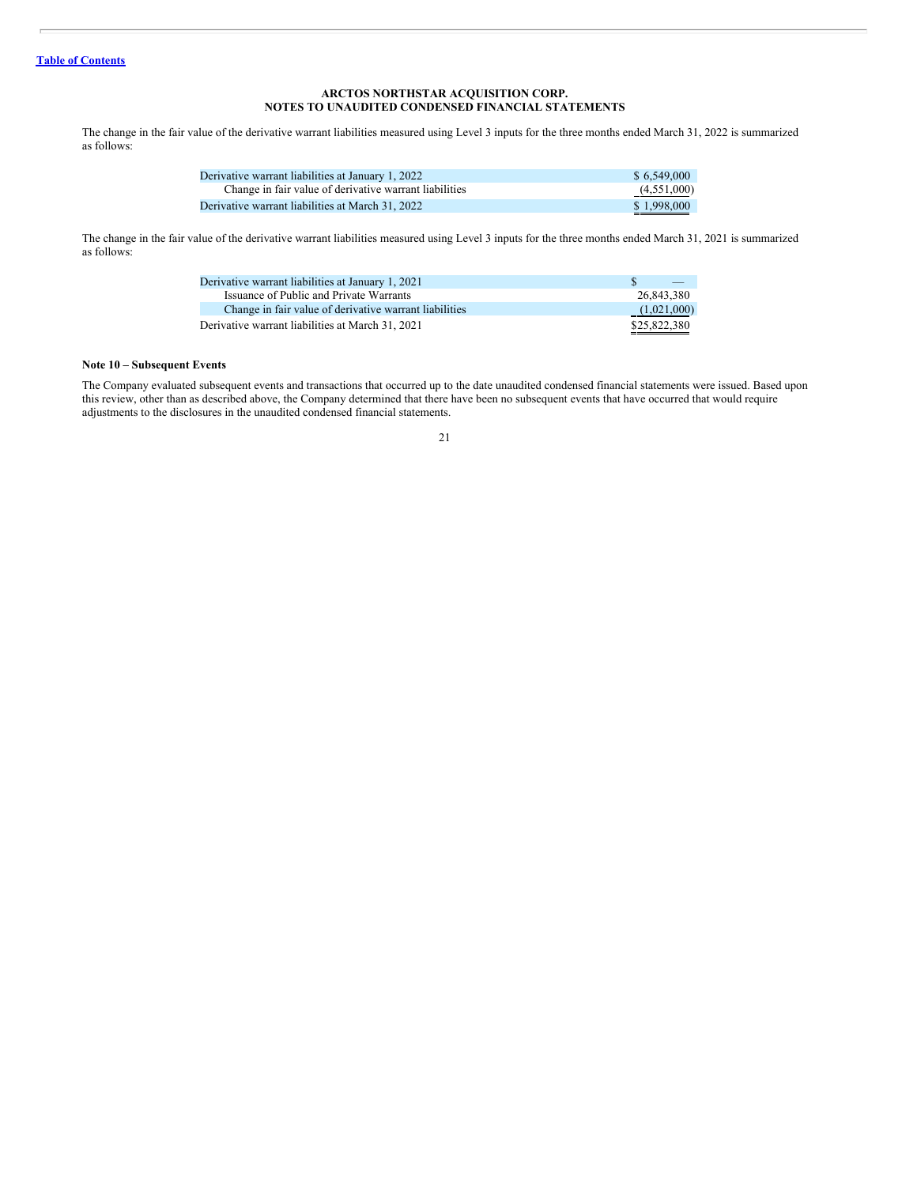**ARCTOS NORTHSTAR ACQUISITION CORP.**
**NOTES TO UNAUDITED CONDENSED FINANCIAL STATEMENTS**

The change in the fair value of the derivative warrant liabilities measured using Level 3 inputs for the three months ended March 31, 2022 is summarized as follows:

| | |
|---|---|
| Derivative warrant liabilities at January 1, 2022 | $ 6,549,000 |
| Change in fair value of derivative warrant liabilities | (4,551,000) |
| Derivative warrant liabilities at March 31, 2022 | $ 1,998,000 |

The change in the fair value of the derivative warrant liabilities measured using Level 3 inputs for the three months ended March 31, 2021 is summarized as follows:

| | |
|---|---|
| Derivative warrant liabilities at January 1, 2021 | $ — |
| Issuance of Public and Private Warrants | 26,843,380 |
| Change in fair value of derivative warrant liabilities | (1,021,000) |
| Derivative warrant liabilities at March 31, 2021 | $25,822,380 |

**Note 10 – Subsequent Events**

The Company evaluated subsequent events and transactions that occurred up to the date unaudited condensed financial statements were issued. Based upon this review, other than as described above, the Company determined that there have been no subsequent events that have occurred that would require adjustments to the disclosures in the unaudited condensed financial statements.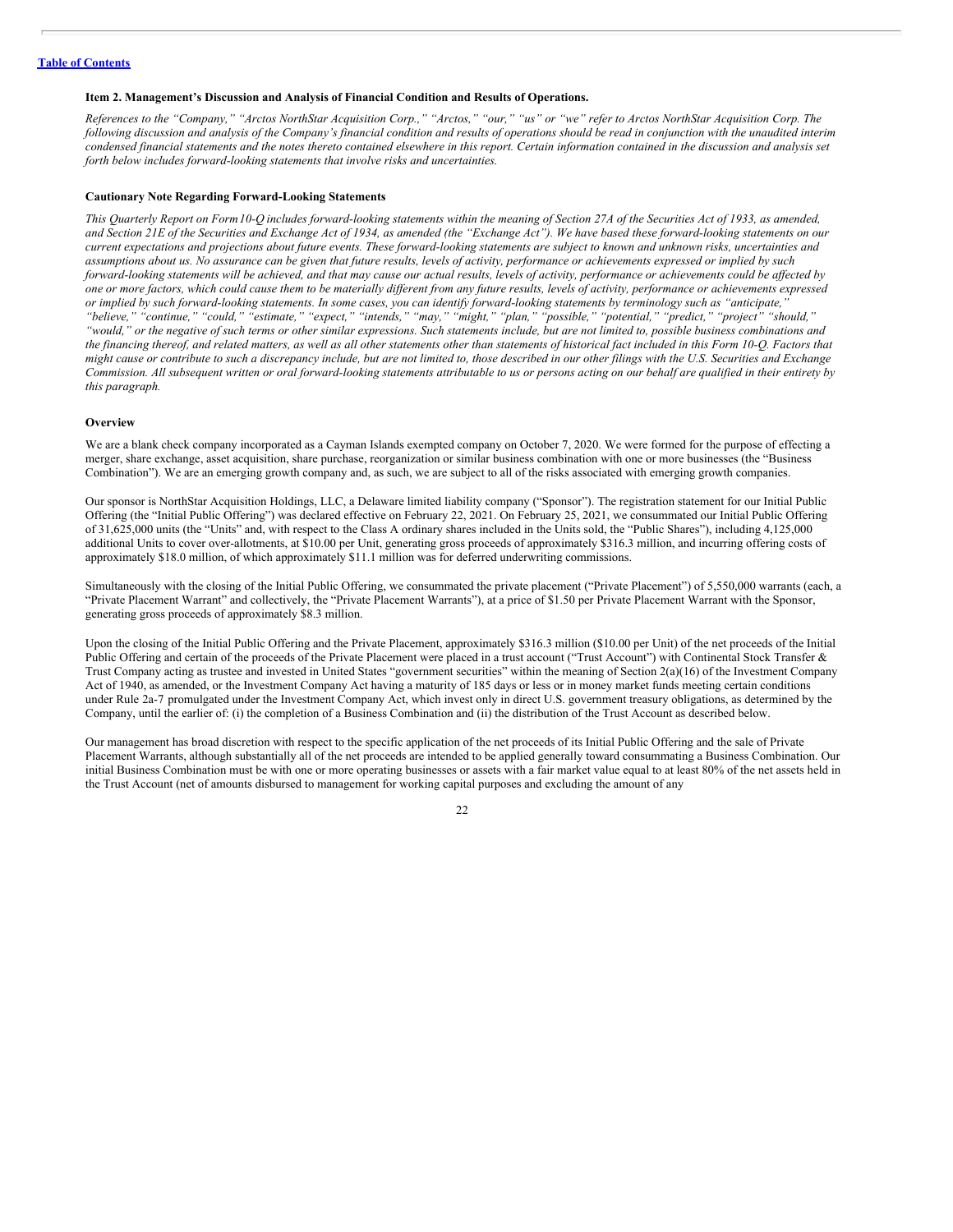[Table of Contents](#)

### Item 2. Management's Discussion and Analysis of Financial Condition and Results of Operations.

*References to the "Company," "Arctos NorthStar Acquisition Corp.," "Arctos," "our," "us" or "we" refer to Arctos NorthStar Acquisition Corp. The following discussion and analysis of the Company's financial condition and results of operations should be read in conjunction with the unaudited interim condensed financial statements and the notes thereto contained elsewhere in this report. Certain information contained in the discussion and analysis set forth below includes forward-looking statements that involve risks and uncertainties.*

#### Cautionary Note Regarding Forward-Looking Statements

*This Quarterly Report on Form10-Q includes forward-looking statements within the meaning of Section 27A of the Securities Act of 1933, as amended, and Section 21E of the Securities and Exchange Act of 1934, as amended (the "Exchange Act"). We have based these forward-looking statements on our current expectations and projections about future events. These forward-looking statements are subject to known and unknown risks, uncertainties and assumptions about us. No assurance can be given that future results, levels of activity, performance or achievements expressed or implied by such forward-looking statements will be achieved, and that may cause our actual results, levels of activity, performance or achievements could be affected by one or more factors, which could cause them to be materially different from any future results, levels of activity, performance or achievements expressed or implied by such forward-looking statements. In some cases, you can identify forward-looking statements by terminology such as "anticipate," "believe," "continue," "could," "estimate," "expect," "intends," "may," "might," "plan," "possible," "potential," "predict," "project" "should," "would," or the negative of such terms or other similar expressions. Such statements include, but are not limited to, possible business combinations and the financing thereof, and related matters, as well as all other statements other than statements of historical fact included in this Form 10-Q. Factors that might cause or contribute to such a discrepancy include, but are not limited to, those described in our other filings with the U.S. Securities and Exchange Commission. All subsequent written or oral forward-looking statements attributable to us or persons acting on our behalf are qualified in their entirety by this paragraph.*

#### Overview

We are a blank check company incorporated as a Cayman Islands exempted company on October 7, 2020. We were formed for the purpose of effecting a merger, share exchange, asset acquisition, share purchase, reorganization or similar business combination with one or more businesses (the "Business Combination"). We are an emerging growth company and, as such, we are subject to all of the risks associated with emerging growth companies.

Our sponsor is NorthStar Acquisition Holdings, LLC, a Delaware limited liability company ("Sponsor"). The registration statement for our Initial Public Offering (the "Initial Public Offering") was declared effective on February 22, 2021. On February 25, 2021, we consummated our Initial Public Offering of 31,625,000 units (the "Units" and, with respect to the Class A ordinary shares included in the Units sold, the "Public Shares"), including 4,125,000 additional Units to cover over-allotments, at $10.00 per Unit, generating gross proceeds of approximately $316.3 million, and incurring offering costs of approximately $18.0 million, of which approximately $11.1 million was for deferred underwriting commissions.

Simultaneously with the closing of the Initial Public Offering, we consummated the private placement ("Private Placement") of 5,550,000 warrants (each, a "Private Placement Warrant" and collectively, the "Private Placement Warrants"), at a price of $1.50 per Private Placement Warrant with the Sponsor, generating gross proceeds of approximately $8.3 million.

Upon the closing of the Initial Public Offering and the Private Placement, approximately $316.3 million ($10.00 per Unit) of the net proceeds of the Initial Public Offering and certain of the proceeds of the Private Placement were placed in a trust account ("Trust Account") with Continental Stock Transfer & Trust Company acting as trustee and invested in United States "government securities" within the meaning of Section 2(a)(16) of the Investment Company Act of 1940, as amended, or the Investment Company Act having a maturity of 185 days or less or in money market funds meeting certain conditions under Rule 2a-7 promulgated under the Investment Company Act, which invest only in direct U.S. government treasury obligations, as determined by the Company, until the earlier of: (i) the completion of a Business Combination and (ii) the distribution of the Trust Account as described below.

Our management has broad discretion with respect to the specific application of the net proceeds of its Initial Public Offering and the sale of Private Placement Warrants, although substantially all of the net proceeds are intended to be applied generally toward consummating a Business Combination. Our initial Business Combination must be with one or more operating businesses or assets with a fair market value equal to at least 80% of the net assets held in the Trust Account (net of amounts disbursed to management for working capital purposes and excluding the amount of any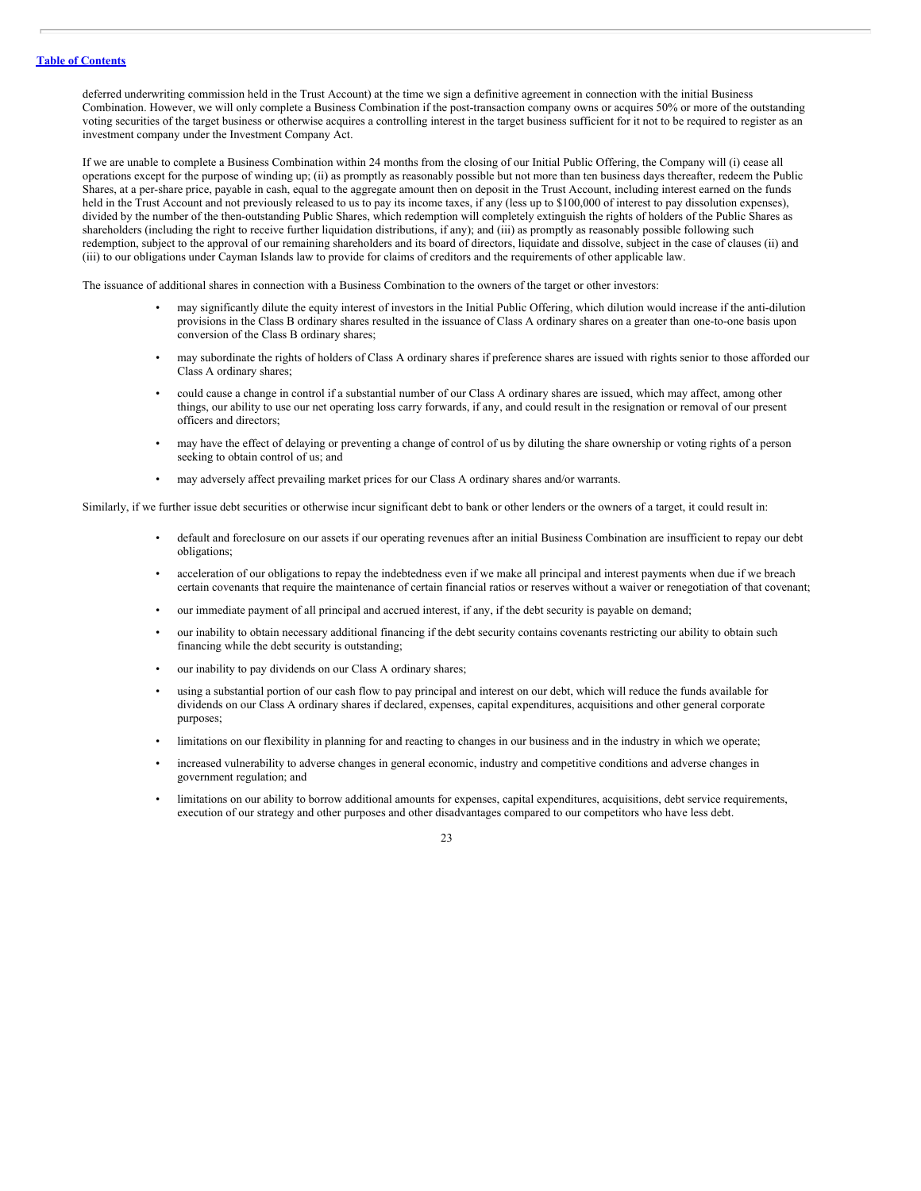deferred underwriting commission held in the Trust Account) at the time we sign a definitive agreement in connection with the initial Business Combination. However, we will only complete a Business Combination if the post-transaction company owns or acquires 50% or more of the outstanding voting securities of the target business or otherwise acquires a controlling interest in the target business sufficient for it not to be required to register as an investment company under the Investment Company Act.

If we are unable to complete a Business Combination within 24 months from the closing of our Initial Public Offering, the Company will (i) cease all operations except for the purpose of winding up; (ii) as promptly as reasonably possible but not more than ten business days thereafter, redeem the Public Shares, at a per-share price, payable in cash, equal to the aggregate amount then on deposit in the Trust Account, including interest earned on the funds held in the Trust Account and not previously released to us to pay its income taxes, if any (less up to $100,000 of interest to pay dissolution expenses), divided by the number of the then-outstanding Public Shares, which redemption will completely extinguish the rights of holders of the Public Shares as shareholders (including the right to receive further liquidation distributions, if any); and (iii) as promptly as reasonably possible following such redemption, subject to the approval of our remaining shareholders and its board of directors, liquidate and dissolve, subject in the case of clauses (ii) and (iii) to our obligations under Cayman Islands law to provide for claims of creditors and the requirements of other applicable law.

The issuance of additional shares in connection with a Business Combination to the owners of the target or other investors:

- may significantly dilute the equity interest of investors in the Initial Public Offering, which dilution would increase if the anti-dilution provisions in the Class B ordinary shares resulted in the issuance of Class A ordinary shares on a greater than one-to-one basis upon conversion of the Class B ordinary shares;
- may subordinate the rights of holders of Class A ordinary shares if preference shares are issued with rights senior to those afforded our Class A ordinary shares;
- could cause a change in control if a substantial number of our Class A ordinary shares are issued, which may affect, among other things, our ability to use our net operating loss carry forwards, if any, and could result in the resignation or removal of our present officers and directors;
- may have the effect of delaying or preventing a change of control of us by diluting the share ownership or voting rights of a person seeking to obtain control of us; and
- may adversely affect prevailing market prices for our Class A ordinary shares and/or warrants.

Similarly, if we further issue debt securities or otherwise incur significant debt to bank or other lenders or the owners of a target, it could result in:

- default and foreclosure on our assets if our operating revenues after an initial Business Combination are insufficient to repay our debt obligations;
- acceleration of our obligations to repay the indebtedness even if we make all principal and interest payments when due if we breach certain covenants that require the maintenance of certain financial ratios or reserves without a waiver or renegotiation of that covenant;
- our immediate payment of all principal and accrued interest, if any, if the debt security is payable on demand;
- our inability to obtain necessary additional financing if the debt security contains covenants restricting our ability to obtain such financing while the debt security is outstanding;
- our inability to pay dividends on our Class A ordinary shares;
- using a substantial portion of our cash flow to pay principal and interest on our debt, which will reduce the funds available for dividends on our Class A ordinary shares if declared, expenses, capital expenditures, acquisitions and other general corporate purposes;
- limitations on our flexibility in planning for and reacting to changes in our business and in the industry in which we operate;
- increased vulnerability to adverse changes in general economic, industry and competitive conditions and adverse changes in government regulation; and
- limitations on our ability to borrow additional amounts for expenses, capital expenditures, acquisitions, debt service requirements, execution of our strategy and other purposes and other disadvantages compared to our competitors who have less debt.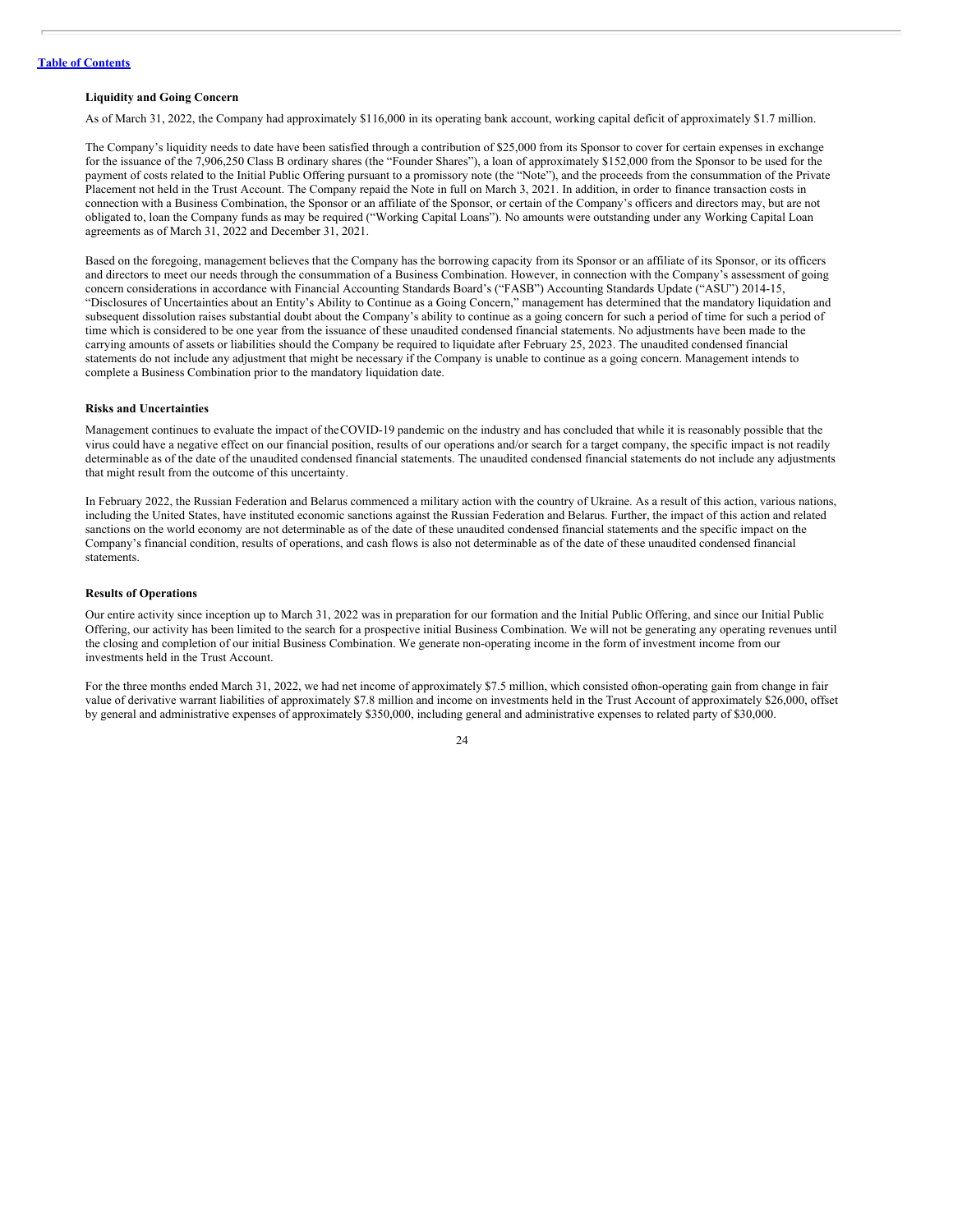**Liquidity and Going Concern**

As of March 31, 2022, the Company had approximately $116,000 in its operating bank account, working capital deficit of approximately $1.7 million.

The Company's liquidity needs to date have been satisfied through a contribution of $25,000 from its Sponsor to cover for certain expenses in exchange for the issuance of the 7,906,250 Class B ordinary shares (the "Founder Shares"), a loan of approximately $152,000 from the Sponsor to be used for the payment of costs related to the Initial Public Offering pursuant to a promissory note (the "Note"), and the proceeds from the consummation of the Private Placement not held in the Trust Account. The Company repaid the Note in full on March 3, 2021. In addition, in order to finance transaction costs in connection with a Business Combination, the Sponsor or an affiliate of the Sponsor, or certain of the Company's officers and directors may, but are not obligated to, loan the Company funds as may be required ("Working Capital Loans"). No amounts were outstanding under any Working Capital Loan agreements as of March 31, 2022 and December 31, 2021.

Based on the foregoing, management believes that the Company has the borrowing capacity from its Sponsor or an affiliate of its Sponsor, or its officers and directors to meet our needs through the consummation of a Business Combination. However, in connection with the Company's assessment of going concern considerations in accordance with Financial Accounting Standards Board's ("FASB") Accounting Standards Update ("ASU") 2014-15, "Disclosures of Uncertainties about an Entity's Ability to Continue as a Going Concern," management has determined that the mandatory liquidation and subsequent dissolution raises substantial doubt about the Company's ability to continue as a going concern for such a period of time for such a period of time which is considered to be one year from the issuance of these unaudited condensed financial statements. No adjustments have been made to the carrying amounts of assets or liabilities should the Company be required to liquidate after February 25, 2023. The unaudited condensed financial statements do not include any adjustment that might be necessary if the Company is unable to continue as a going concern. Management intends to complete a Business Combination prior to the mandatory liquidation date.

**Risks and Uncertainties**

Management continues to evaluate the impact of the COVID-19 pandemic on the industry and has concluded that while it is reasonably possible that the virus could have a negative effect on our financial position, results of our operations and/or search for a target company, the specific impact is not readily determinable as of the date of the unaudited condensed financial statements. The unaudited condensed financial statements do not include any adjustments that might result from the outcome of this uncertainty.

In February 2022, the Russian Federation and Belarus commenced a military action with the country of Ukraine. As a result of this action, various nations, including the United States, have instituted economic sanctions against the Russian Federation and Belarus. Further, the impact of this action and related sanctions on the world economy are not determinable as of the date of these unaudited condensed financial statements and the specific impact on the Company's financial condition, results of operations, and cash flows is also not determinable as of the date of these unaudited condensed financial statements.

**Results of Operations**

Our entire activity since inception up to March 31, 2022 was in preparation for our formation and the Initial Public Offering, and since our Initial Public Offering, our activity has been limited to the search for a prospective initial Business Combination. We will not be generating any operating revenues until the closing and completion of our initial Business Combination. We generate non-operating income in the form of investment income from our investments held in the Trust Account.

For the three months ended March 31, 2022, we had net income of approximately $7.5 million, which consisted of non-operating gain from change in fair value of derivative warrant liabilities of approximately $7.8 million and income on investments held in the Trust Account of approximately $26,000, offset by general and administrative expenses of approximately $350,000, including general and administrative expenses to related party of $30,000.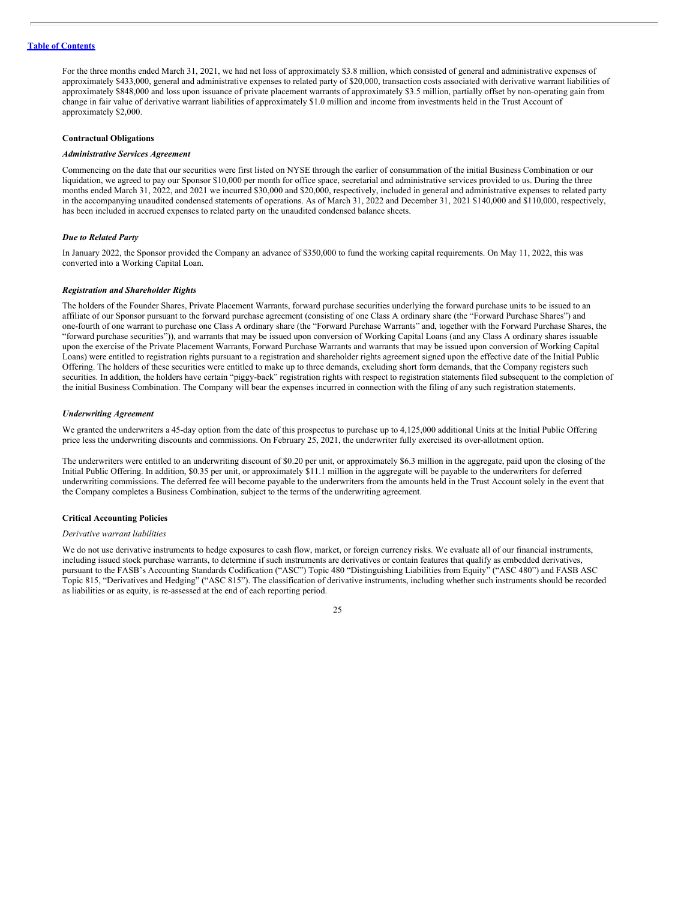For the three months ended March 31, 2021, we had net loss of approximately $3.8 million, which consisted of general and administrative expenses of approximately $433,000, general and administrative expenses to related party of $20,000, transaction costs associated with derivative warrant liabilities of approximately $848,000 and loss upon issuance of private placement warrants of approximately $3.5 million, partially offset by non-operating gain from change in fair value of derivative warrant liabilities of approximately $1.0 million and income from investments held in the Trust Account of approximately $2,000.

**Contractual Obligations**

***Administrative Services Agreement***

Commencing on the date that our securities were first listed on NYSE through the earlier of consummation of the initial Business Combination or our liquidation, we agreed to pay our Sponsor $10,000 per month for office space, secretarial and administrative services provided to us. During the three months ended March 31, 2022, and 2021 we incurred $30,000 and $20,000, respectively, included in general and administrative expenses to related party in the accompanying unaudited condensed statements of operations. As of March 31, 2022 and December 31, 2021 $140,000 and $110,000, respectively, has been included in accrued expenses to related party on the unaudited condensed balance sheets.

***Due to Related Party***

In January 2022, the Sponsor provided the Company an advance of $350,000 to fund the working capital requirements. On May 11, 2022, this was converted into a Working Capital Loan.

***Registration and Shareholder Rights***

The holders of the Founder Shares, Private Placement Warrants, forward purchase securities underlying the forward purchase units to be issued to an affiliate of our Sponsor pursuant to the forward purchase agreement (consisting of one Class A ordinary share (the "Forward Purchase Shares") and one-fourth of one warrant to purchase one Class A ordinary share (the "Forward Purchase Warrants" and, together with the Forward Purchase Shares, the "forward purchase securities")), and warrants that may be issued upon conversion of Working Capital Loans (and any Class A ordinary shares issuable upon the exercise of the Private Placement Warrants, Forward Purchase Warrants and warrants that may be issued upon conversion of Working Capital Loans) were entitled to registration rights pursuant to a registration and shareholder rights agreement signed upon the effective date of the Initial Public Offering. The holders of these securities were entitled to make up to three demands, excluding short form demands, that the Company registers such securities. In addition, the holders have certain "piggy-back" registration rights with respect to registration statements filed subsequent to the completion of the initial Business Combination. The Company will bear the expenses incurred in connection with the filing of any such registration statements.

***Underwriting Agreement***

We granted the underwriters a 45-day option from the date of this prospectus to purchase up to 4,125,000 additional Units at the Initial Public Offering price less the underwriting discounts and commissions. On February 25, 2021, the underwriter fully exercised its over-allotment option.

The underwriters were entitled to an underwriting discount of $0.20 per unit, or approximately $6.3 million in the aggregate, paid upon the closing of the Initial Public Offering. In addition, $0.35 per unit, or approximately $11.1 million in the aggregate will be payable to the underwriters for deferred underwriting commissions. The deferred fee will become payable to the underwriters from the amounts held in the Trust Account solely in the event that the Company completes a Business Combination, subject to the terms of the underwriting agreement.

**Critical Accounting Policies**

*Derivative warrant liabilities*

We do not use derivative instruments to hedge exposures to cash flow, market, or foreign currency risks. We evaluate all of our financial instruments, including issued stock purchase warrants, to determine if such instruments are derivatives or contain features that qualify as embedded derivatives, pursuant to the FASB's Accounting Standards Codification ("ASC") Topic 480 "Distinguishing Liabilities from Equity" ("ASC 480") and FASB ASC Topic 815, "Derivatives and Hedging" ("ASC 815"). The classification of derivative instruments, including whether such instruments should be recorded as liabilities or as equity, is re-assessed at the end of each reporting period.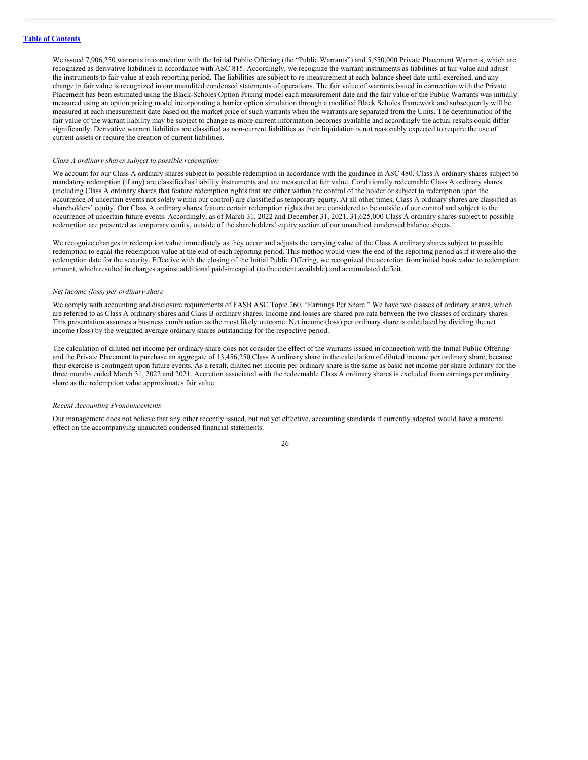We issued 7,906,250 warrants in connection with the Initial Public Offering (the "Public Warrants") and 5,550,000 Private Placement Warrants, which are recognized as derivative liabilities in accordance with ASC 815. Accordingly, we recognize the warrant instruments as liabilities at fair value and adjust the instruments to fair value at each reporting period. The liabilities are subject to re-measurement at each balance sheet date until exercised, and any change in fair value is recognized in our unaudited condensed statements of operations. The fair value of warrants issued in connection with the Private Placement has been estimated using the Black-Scholes Option Pricing model each measurement date and the fair value of the Public Warrants was initially measured using an option pricing model incorporating a barrier option simulation through a modified Black Scholes framework and subsequently will be measured at each measurement date based on the market price of such warrants when the warrants are separated from the Units. The determination of the fair value of the warrant liability may be subject to change as more current information becomes available and accordingly the actual results could differ significantly. Derivative warrant liabilities are classified as non-current liabilities as their liquidation is not reasonably expected to require the use of current assets or require the creation of current liabilities.

*Class A ordinary shares subject to possible redemption*

We account for our Class A ordinary shares subject to possible redemption in accordance with the guidance in ASC 480. Class A ordinary shares subject to mandatory redemption (if any) are classified as liability instruments and are measured at fair value. Conditionally redeemable Class A ordinary shares (including Class A ordinary shares that feature redemption rights that are either within the control of the holder or subject to redemption upon the occurrence of uncertain events not solely within our control) are classified as temporary equity. At all other times, Class A ordinary shares are classified as shareholders' equity. Our Class A ordinary shares feature certain redemption rights that are considered to be outside of our control and subject to the occurrence of uncertain future events. Accordingly, as of March 31, 2022 and December 31, 2021, 31,625,000 Class A ordinary shares subject to possible redemption are presented as temporary equity, outside of the shareholders' equity section of our unaudited condensed balance sheets.

We recognize changes in redemption value immediately as they occur and adjusts the carrying value of the Class A ordinary shares subject to possible redemption to equal the redemption value at the end of each reporting period. This method would view the end of the reporting period as if it were also the redemption date for the security. Effective with the closing of the Initial Public Offering, we recognized the accretion from initial book value to redemption amount, which resulted in charges against additional paid-in capital (to the extent available) and accumulated deficit.

*Net income (loss) per ordinary share*

We comply with accounting and disclosure requirements of FASB ASC Topic 260, "Earnings Per Share." We have two classes of ordinary shares, which are referred to as Class A ordinary shares and Class B ordinary shares. Income and losses are shared pro rata between the two classes of ordinary shares. This presentation assumes a business combination as the most likely outcome. Net income (loss) per ordinary share is calculated by dividing the net income (loss) by the weighted average ordinary shares outstanding for the respective period.

The calculation of diluted net income per ordinary share does not consider the effect of the warrants issued in connection with the Initial Public Offering and the Private Placement to purchase an aggregate of 13,456,250 Class A ordinary share in the calculation of diluted income per ordinary share, because their exercise is contingent upon future events. As a result, diluted net income per ordinary share is the same as basic net income per share ordinary for the three months ended March 31, 2022 and 2021. Accretion associated with the redeemable Class A ordinary shares is excluded from earnings per ordinary share as the redemption value approximates fair value.

*Recent Accounting Pronouncements*

Our management does not believe that any other recently issued, but not yet effective, accounting standards if currently adopted would have a material effect on the accompanying unaudited condensed financial statements.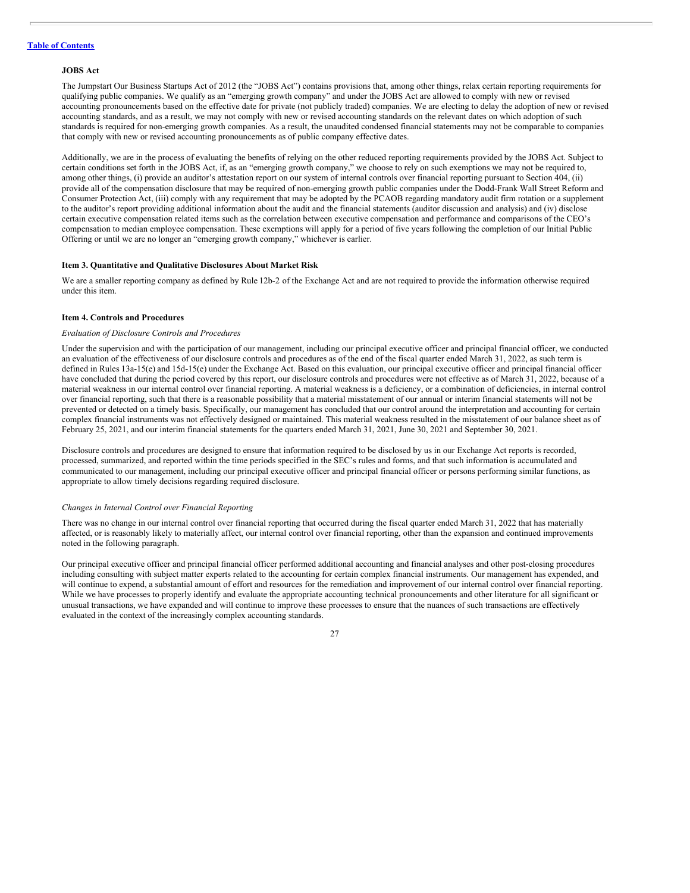### JOBS Act

The Jumpstart Our Business Startups Act of 2012 (the "JOBS Act") contains provisions that, among other things, relax certain reporting requirements for qualifying public companies. We qualify as an "emerging growth company" and under the JOBS Act are allowed to comply with new or revised accounting pronouncements based on the effective date for private (not publicly traded) companies. We are electing to delay the adoption of new or revised accounting standards, and as a result, we may not comply with new or revised accounting standards on the relevant dates on which adoption of such standards is required for non-emerging growth companies. As a result, the unaudited condensed financial statements may not be comparable to companies that comply with new or revised accounting pronouncements as of public company effective dates.

Additionally, we are in the process of evaluating the benefits of relying on the other reduced reporting requirements provided by the JOBS Act. Subject to certain conditions set forth in the JOBS Act, if, as an "emerging growth company," we choose to rely on such exemptions we may not be required to, among other things, (i) provide an auditor's attestation report on our system of internal controls over financial reporting pursuant to Section 404, (ii) provide all of the compensation disclosure that may be required of non-emerging growth public companies under the Dodd-Frank Wall Street Reform and Consumer Protection Act, (iii) comply with any requirement that may be adopted by the PCAOB regarding mandatory audit firm rotation or a supplement to the auditor's report providing additional information about the audit and the financial statements (auditor discussion and analysis) and (iv) disclose certain executive compensation related items such as the correlation between executive compensation and performance and comparisons of the CEO's compensation to median employee compensation. These exemptions will apply for a period of five years following the completion of our Initial Public Offering or until we are no longer an "emerging growth company," whichever is earlier.

### Item 3. Quantitative and Qualitative Disclosures About Market Risk

We are a smaller reporting company as defined by Rule 12b-2 of the Exchange Act and are not required to provide the information otherwise required under this item.

### Item 4. Controls and Procedures

*Evaluation of Disclosure Controls and Procedures*

Under the supervision and with the participation of our management, including our principal executive officer and principal financial officer, we conducted an evaluation of the effectiveness of our disclosure controls and procedures as of the end of the fiscal quarter ended March 31, 2022, as such term is defined in Rules 13a-15(e) and 15d-15(e) under the Exchange Act. Based on this evaluation, our principal executive officer and principal financial officer have concluded that during the period covered by this report, our disclosure controls and procedures were not effective as of March 31, 2022, because of a material weakness in our internal control over financial reporting. A material weakness is a deficiency, or a combination of deficiencies, in internal control over financial reporting, such that there is a reasonable possibility that a material misstatement of our annual or interim financial statements will not be prevented or detected on a timely basis. Specifically, our management has concluded that our control around the interpretation and accounting for certain complex financial instruments was not effectively designed or maintained. This material weakness resulted in the misstatement of our balance sheet as of February 25, 2021, and our interim financial statements for the quarters ended March 31, 2021, June 30, 2021 and September 30, 2021.

Disclosure controls and procedures are designed to ensure that information required to be disclosed by us in our Exchange Act reports is recorded, processed, summarized, and reported within the time periods specified in the SEC's rules and forms, and that such information is accumulated and communicated to our management, including our principal executive officer and principal financial officer or persons performing similar functions, as appropriate to allow timely decisions regarding required disclosure.

*Changes in Internal Control over Financial Reporting*

There was no change in our internal control over financial reporting that occurred during the fiscal quarter ended March 31, 2022 that has materially affected, or is reasonably likely to materially affect, our internal control over financial reporting, other than the expansion and continued improvements noted in the following paragraph.

Our principal executive officer and principal financial officer performed additional accounting and financial analyses and other post-closing procedures including consulting with subject matter experts related to the accounting for certain complex financial instruments. Our management has expended, and will continue to expend, a substantial amount of effort and resources for the remediation and improvement of our internal control over financial reporting. While we have processes to properly identify and evaluate the appropriate accounting technical pronouncements and other literature for all significant or unusual transactions, we have expanded and will continue to improve these processes to ensure that the nuances of such transactions are effectively evaluated in the context of the increasingly complex accounting standards.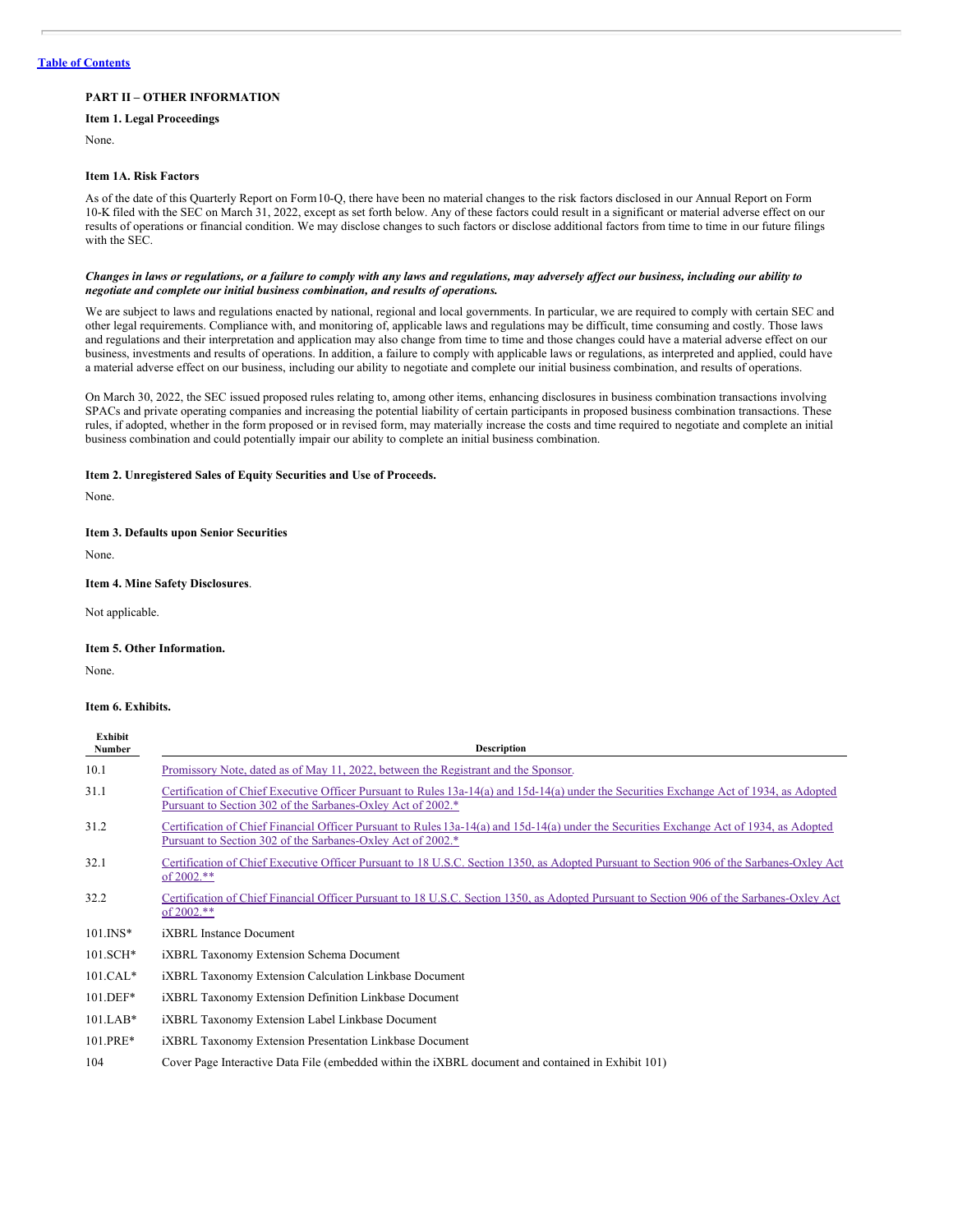[Table of Contents](#)

## PART II – OTHER INFORMATION

### Item 1. Legal Proceedings

None.

### Item 1A. Risk Factors

As of the date of this Quarterly Report on Form10-Q, there have been no material changes to the risk factors disclosed in our Annual Report on Form 10-K filed with the SEC on March 31, 2022, except as set forth below. Any of these factors could result in a significant or material adverse effect on our results of operations or financial condition. We may disclose changes to such factors or disclose additional factors from time to time in our future filings with the SEC.

***Changes in laws or regulations, or a failure to comply with any laws and regulations, may adversely affect our business, including our ability to negotiate and complete our initial business combination, and results of operations.***

We are subject to laws and regulations enacted by national, regional and local governments. In particular, we are required to comply with certain SEC and other legal requirements. Compliance with, and monitoring of, applicable laws and regulations may be difficult, time consuming and costly. Those laws and regulations and their interpretation and application may also change from time to time and those changes could have a material adverse effect on our business, investments and results of operations. In addition, a failure to comply with applicable laws or regulations, as interpreted and applied, could have a material adverse effect on our business, including our ability to negotiate and complete our initial business combination, and results of operations.

On March 30, 2022, the SEC issued proposed rules relating to, among other items, enhancing disclosures in business combination transactions involving SPACs and private operating companies and increasing the potential liability of certain participants in proposed business combination transactions. These rules, if adopted, whether in the form proposed or in revised form, may materially increase the costs and time required to negotiate and complete an initial business combination and could potentially impair our ability to complete an initial business combination.

### Item 2. Unregistered Sales of Equity Securities and Use of Proceeds.

None.

### Item 3. Defaults upon Senior Securities

None.

### Item 4. Mine Safety Disclosures.

Not applicable.

### Item 5. Other Information.

None.

### Item 6. Exhibits.

| Exhibit Number | Description |
|---|---|
| 10.1 | Promissory Note, dated as of May 11, 2022, between the Registrant and the Sponsor. |
| 31.1 | Certification of Chief Executive Officer Pursuant to Rules 13a-14(a) and 15d-14(a) under the Securities Exchange Act of 1934, as Adopted Pursuant to Section 302 of the Sarbanes-Oxley Act of 2002.* |
| 31.2 | Certification of Chief Financial Officer Pursuant to Rules 13a-14(a) and 15d-14(a) under the Securities Exchange Act of 1934, as Adopted Pursuant to Section 302 of the Sarbanes-Oxley Act of 2002.* |
| 32.1 | Certification of Chief Executive Officer Pursuant to 18 U.S.C. Section 1350, as Adopted Pursuant to Section 906 of the Sarbanes-Oxley Act of 2002.** |
| 32.2 | Certification of Chief Financial Officer Pursuant to 18 U.S.C. Section 1350, as Adopted Pursuant to Section 906 of the Sarbanes-Oxley Act of 2002.** |
| 101.INS* | iXBRL Instance Document |
| 101.SCH* | iXBRL Taxonomy Extension Schema Document |
| 101.CAL* | iXBRL Taxonomy Extension Calculation Linkbase Document |
| 101.DEF* | iXBRL Taxonomy Extension Definition Linkbase Document |
| 101.LAB* | iXBRL Taxonomy Extension Label Linkbase Document |
| 101.PRE* | iXBRL Taxonomy Extension Presentation Linkbase Document |
| 104 | Cover Page Interactive Data File (embedded within the iXBRL document and contained in Exhibit 101) |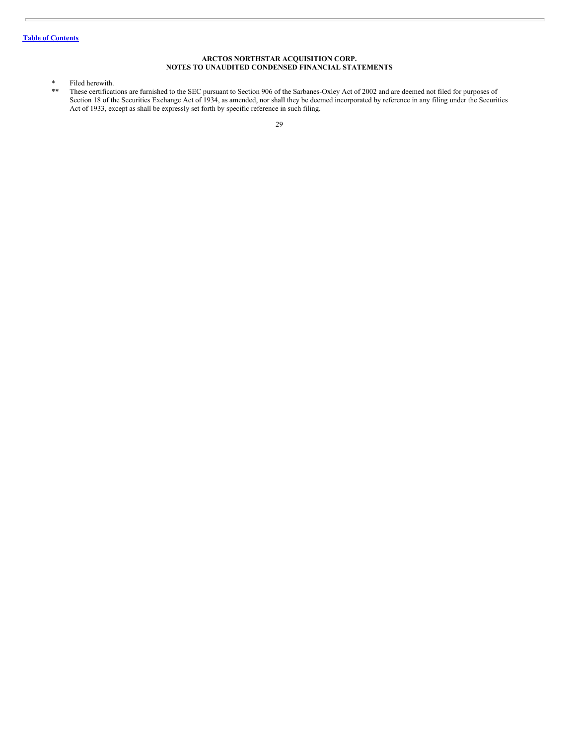**ARCTOS NORTHSTAR ACQUISITION CORP.**
**NOTES TO UNAUDITED CONDENSED FINANCIAL STATEMENTS**

\* Filed herewith.

\*\* These certifications are furnished to the SEC pursuant to Section 906 of the Sarbanes-Oxley Act of 2002 and are deemed not filed for purposes of Section 18 of the Securities Exchange Act of 1934, as amended, nor shall they be deemed incorporated by reference in any filing under the Securities Act of 1933, except as shall be expressly set forth by specific reference in such filing.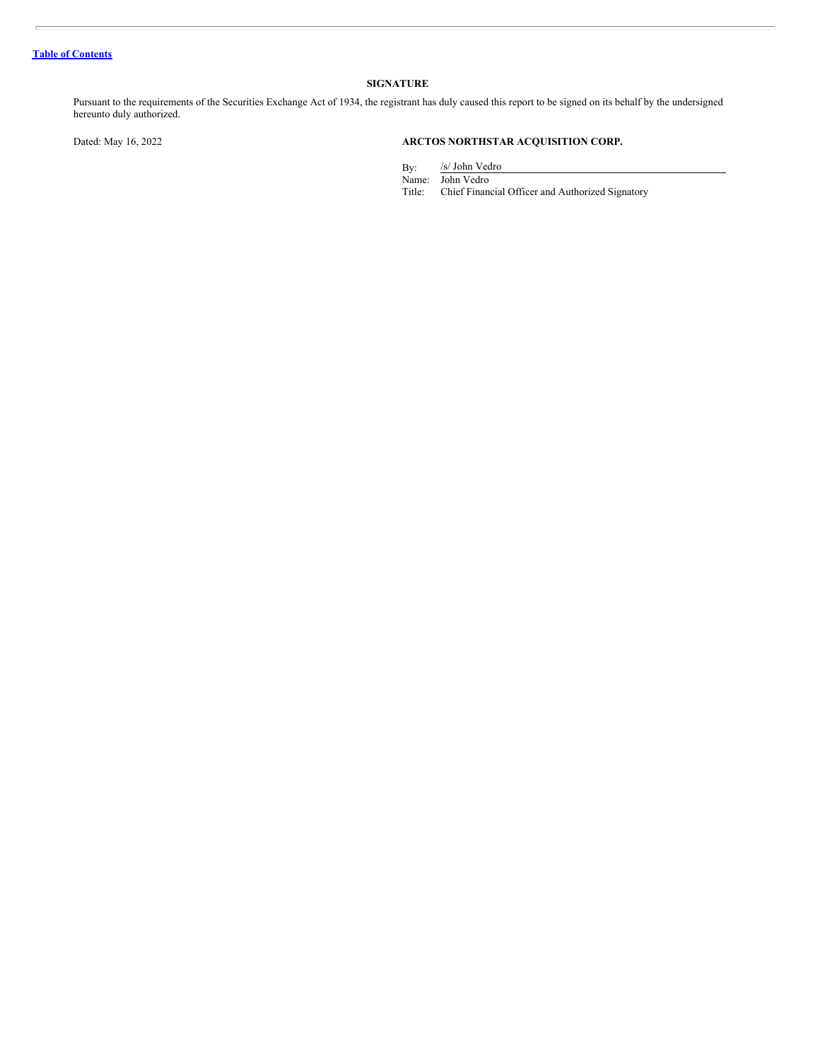[Table of Contents](#)

## SIGNATURE

Pursuant to the requirements of the Securities Exchange Act of 1934, the registrant has duly caused this report to be signed on its behalf by the undersigned hereunto duly authorized.

Dated: May 16, 2022

**ARCTOS NORTHSTAR ACQUISITION CORP.**

By: /s/ John Vedro
Name: John Vedro
Title: Chief Financial Officer and Authorized Signatory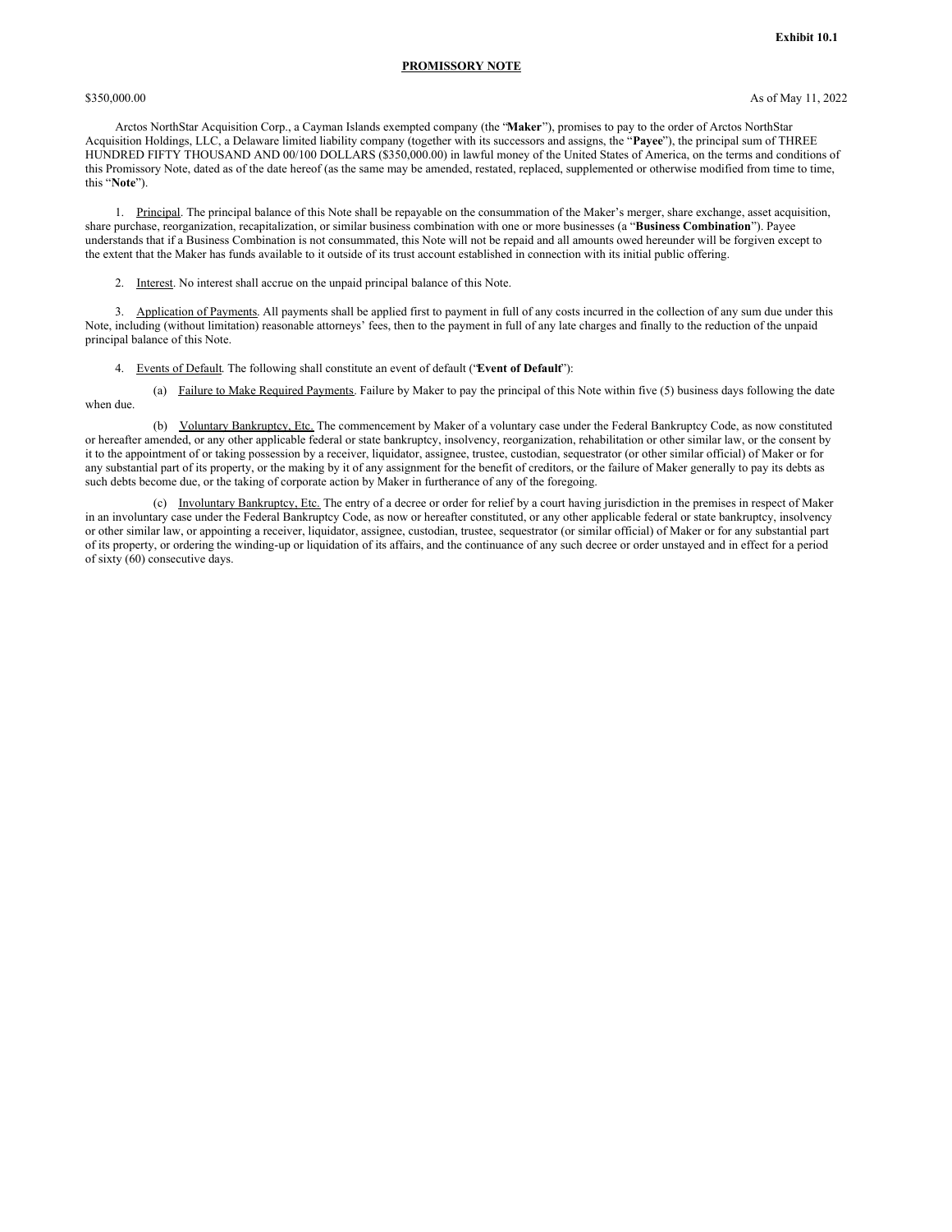**Exhibit 10.1**

**PROMISSORY NOTE**

$350,000.00 As of May 11, 2022

Arctos NorthStar Acquisition Corp., a Cayman Islands exempted company (the "**Maker**"), promises to pay to the order of Arctos NorthStar Acquisition Holdings, LLC, a Delaware limited liability company (together with its successors and assigns, the "**Payee**"), the principal sum of THREE HUNDRED FIFTY THOUSAND AND 00/100 DOLLARS ($350,000.00) in lawful money of the United States of America, on the terms and conditions of this Promissory Note, dated as of the date hereof (as the same may be amended, restated, replaced, supplemented or otherwise modified from time to time, this "**Note**").

1. Principal. The principal balance of this Note shall be repayable on the consummation of the Maker's merger, share exchange, asset acquisition, share purchase, reorganization, recapitalization, or similar business combination with one or more businesses (a "**Business Combination**"). Payee understands that if a Business Combination is not consummated, this Note will not be repaid and all amounts owed hereunder will be forgiven except to the extent that the Maker has funds available to it outside of its trust account established in connection with its initial public offering.

2. Interest. No interest shall accrue on the unpaid principal balance of this Note.

3. Application of Payments. All payments shall be applied first to payment in full of any costs incurred in the collection of any sum due under this Note, including (without limitation) reasonable attorneys' fees, then to the payment in full of any late charges and finally to the reduction of the unpaid principal balance of this Note.

4. Events of Default. The following shall constitute an event of default ("**Event of Default**"):

(a) Failure to Make Required Payments. Failure by Maker to pay the principal of this Note within five (5) business days following the date when due.

(b) Voluntary Bankruptcy, Etc. The commencement by Maker of a voluntary case under the Federal Bankruptcy Code, as now constituted or hereafter amended, or any other applicable federal or state bankruptcy, insolvency, reorganization, rehabilitation or other similar law, or the consent by it to the appointment of or taking possession by a receiver, liquidator, assignee, trustee, custodian, sequestrator (or other similar official) of Maker or for any substantial part of its property, or the making by it of any assignment for the benefit of creditors, or the failure of Maker generally to pay its debts as such debts become due, or the taking of corporate action by Maker in furtherance of any of the foregoing.

(c) Involuntary Bankruptcy, Etc. The entry of a decree or order for relief by a court having jurisdiction in the premises in respect of Maker in an involuntary case under the Federal Bankruptcy Code, as now or hereafter constituted, or any other applicable federal or state bankruptcy, insolvency or other similar law, or appointing a receiver, liquidator, assignee, custodian, trustee, sequestrator (or similar official) of Maker or for any substantial part of its property, or ordering the winding-up or liquidation of its affairs, and the continuance of any such decree or order unstayed and in effect for a period of sixty (60) consecutive days.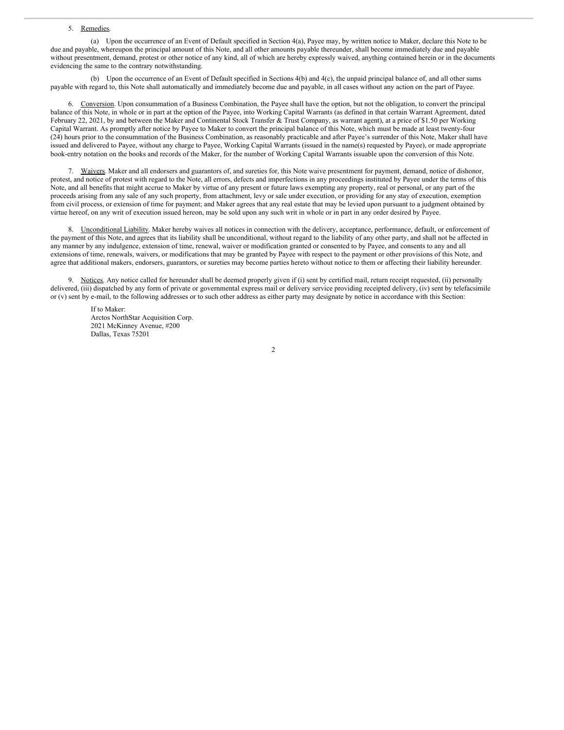5. Remedies.

(a) Upon the occurrence of an Event of Default specified in Section 4(a), Payee may, by written notice to Maker, declare this Note to be due and payable, whereupon the principal amount of this Note, and all other amounts payable thereunder, shall become immediately due and payable without presentment, demand, protest or other notice of any kind, all of which are hereby expressly waived, anything contained herein or in the documents evidencing the same to the contrary notwithstanding.

(b) Upon the occurrence of an Event of Default specified in Sections 4(b) and 4(c), the unpaid principal balance of, and all other sums payable with regard to, this Note shall automatically and immediately become due and payable, in all cases without any action on the part of Payee.

6. Conversion. Upon consummation of a Business Combination, the Payee shall have the option, but not the obligation, to convert the principal balance of this Note, in whole or in part at the option of the Payee, into Working Capital Warrants (as defined in that certain Warrant Agreement, dated February 22, 2021, by and between the Maker and Continental Stock Transfer & Trust Company, as warrant agent), at a price of $1.50 per Working Capital Warrant. As promptly after notice by Payee to Maker to convert the principal balance of this Note, which must be made at least twenty-four (24) hours prior to the consummation of the Business Combination, as reasonably practicable and after Payee's surrender of this Note, Maker shall have issued and delivered to Payee, without any charge to Payee, Working Capital Warrants (issued in the name(s) requested by Payee), or made appropriate book-entry notation on the books and records of the Maker, for the number of Working Capital Warrants issuable upon the conversion of this Note.

7. Waivers. Maker and all endorsers and guarantors of, and sureties for, this Note waive presentment for payment, demand, notice of dishonor, protest, and notice of protest with regard to the Note, all errors, defects and imperfections in any proceedings instituted by Payee under the terms of this Note, and all benefits that might accrue to Maker by virtue of any present or future laws exempting any property, real or personal, or any part of the proceeds arising from any sale of any such property, from attachment, levy or sale under execution, or providing for any stay of execution, exemption from civil process, or extension of time for payment; and Maker agrees that any real estate that may be levied upon pursuant to a judgment obtained by virtue hereof, on any writ of execution issued hereon, may be sold upon any such writ in whole or in part in any order desired by Payee.

8. Unconditional Liability. Maker hereby waives all notices in connection with the delivery, acceptance, performance, default, or enforcement of the payment of this Note, and agrees that its liability shall be unconditional, without regard to the liability of any other party, and shall not be affected in any manner by any indulgence, extension of time, renewal, waiver or modification granted or consented to by Payee, and consents to any and all extensions of time, renewals, waivers, or modifications that may be granted by Payee with respect to the payment or other provisions of this Note, and agree that additional makers, endorsers, guarantors, or sureties may become parties hereto without notice to them or affecting their liability hereunder.

9. Notices. Any notice called for hereunder shall be deemed properly given if (i) sent by certified mail, return receipt requested, (ii) personally delivered, (iii) dispatched by any form of private or governmental express mail or delivery service providing receipted delivery, (iv) sent by telefacsimile or (v) sent by e-mail, to the following addresses or to such other address as either party may designate by notice in accordance with this Section:

If to Maker:
Arctos NorthStar Acquisition Corp.
2021 McKinney Avenue, #200
Dallas, Texas 75201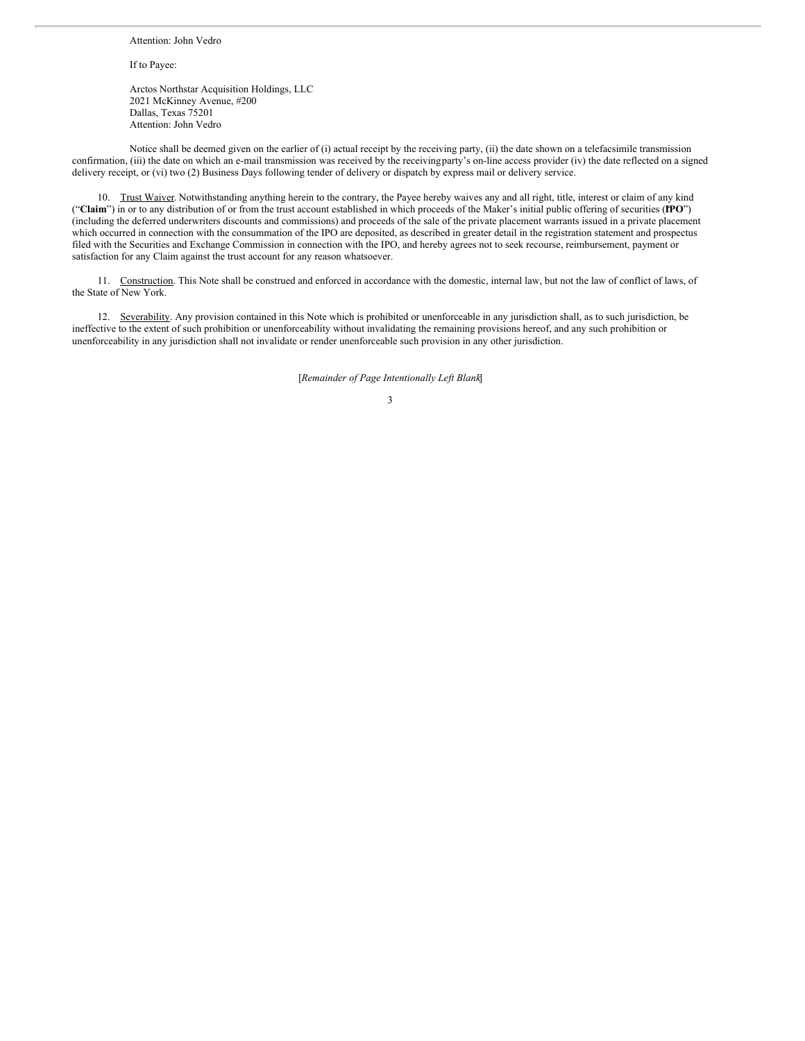Attention: John Vedro

If to Payee:

Arctos Northstar Acquisition Holdings, LLC
2021 McKinney Avenue, #200
Dallas, Texas 75201
Attention: John Vedro

Notice shall be deemed given on the earlier of (i) actual receipt by the receiving party, (ii) the date shown on a telefacsimile transmission confirmation, (iii) the date on which an e-mail transmission was received by the receivingparty's on-line access provider (iv) the date reflected on a signed delivery receipt, or (vi) two (2) Business Days following tender of delivery or dispatch by express mail or delivery service.

10. Trust Waiver. Notwithstanding anything herein to the contrary, the Payee hereby waives any and all right, title, interest or claim of any kind ("**Claim**") in or to any distribution of or from the trust account established in which proceeds of the Maker's initial public offering of securities (**IPO**") (including the deferred underwriters discounts and commissions) and proceeds of the sale of the private placement warrants issued in a private placement which occurred in connection with the consummation of the IPO are deposited, as described in greater detail in the registration statement and prospectus filed with the Securities and Exchange Commission in connection with the IPO, and hereby agrees not to seek recourse, reimbursement, payment or satisfaction for any Claim against the trust account for any reason whatsoever.

11. Construction. This Note shall be construed and enforced in accordance with the domestic, internal law, but not the law of conflict of laws, of the State of New York.

12. Severability. Any provision contained in this Note which is prohibited or unenforceable in any jurisdiction shall, as to such jurisdiction, be ineffective to the extent of such prohibition or unenforceability without invalidating the remaining provisions hereof, and any such prohibition or unenforceability in any jurisdiction shall not invalidate or render unenforceable such provision in any other jurisdiction.

[*Remainder of Page Intentionally Left Blank*]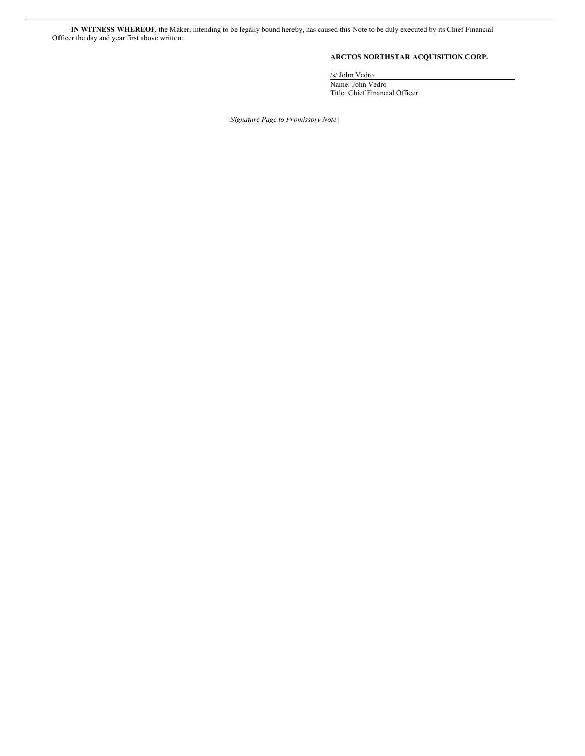**IN WITNESS WHEREOF**, the Maker, intending to be legally bound hereby, has caused this Note to be duly executed by its Chief Financial Officer the day and year first above written.

**ARCTOS NORTHSTAR ACQUISITION CORP.**

/s/ John Vedro
Name: John Vedro
Title: Chief Financial Officer

[*Signature Page to Promissory Note*]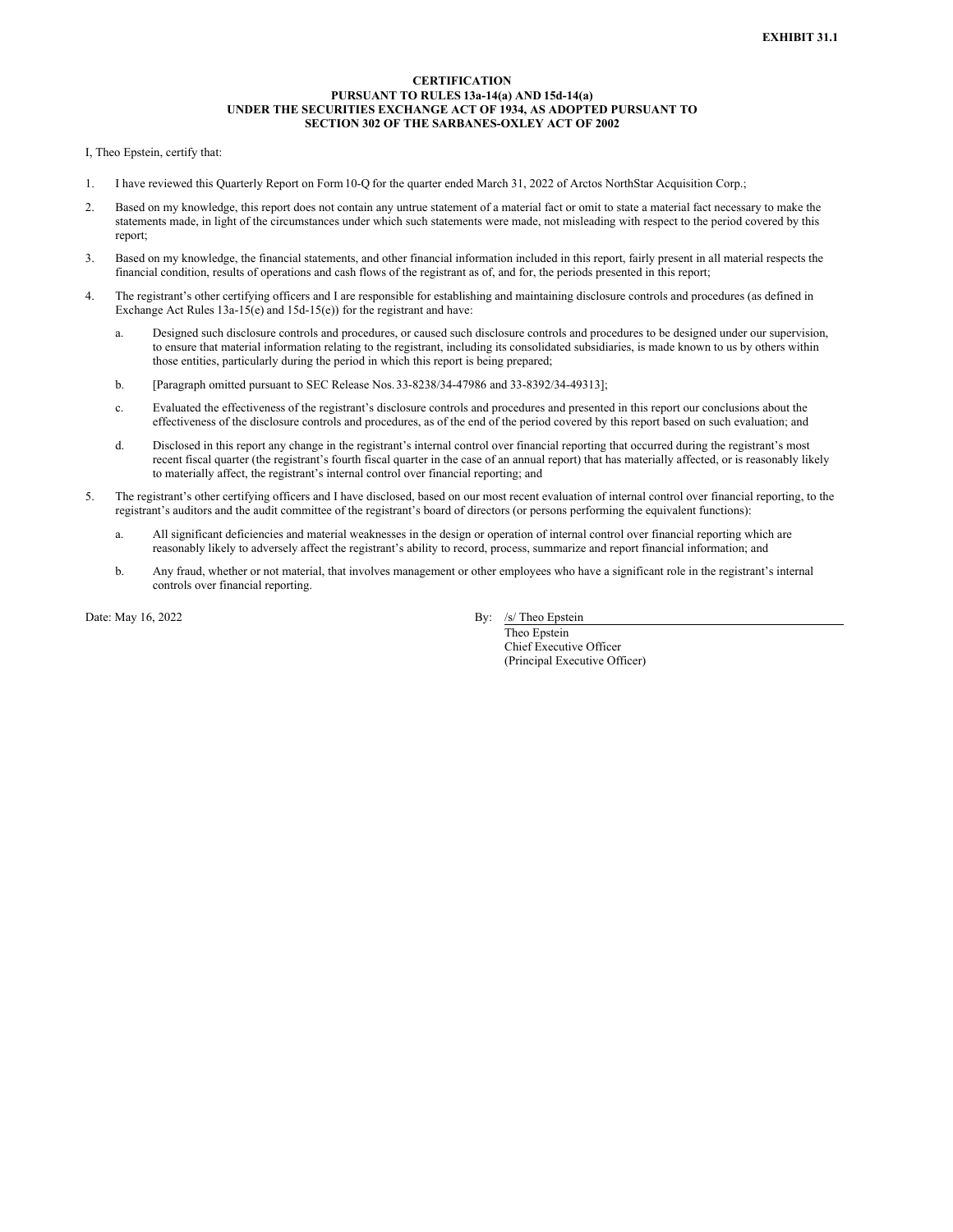**EXHIBIT 31.1**

**CERTIFICATION**
**PURSUANT TO RULES 13a-14(a) AND 15d-14(a)**
**UNDER THE SECURITIES EXCHANGE ACT OF 1934, AS ADOPTED PURSUANT TO**
**SECTION 302 OF THE SARBANES-OXLEY ACT OF 2002**

I, Theo Epstein, certify that:

1. I have reviewed this Quarterly Report on Form 10-Q for the quarter ended March 31, 2022 of Arctos NorthStar Acquisition Corp.;

2. Based on my knowledge, this report does not contain any untrue statement of a material fact or omit to state a material fact necessary to make the statements made, in light of the circumstances under which such statements were made, not misleading with respect to the period covered by this report;

3. Based on my knowledge, the financial statements, and other financial information included in this report, fairly present in all material respects the financial condition, results of operations and cash flows of the registrant as of, and for, the periods presented in this report;

4. The registrant's other certifying officers and I are responsible for establishing and maintaining disclosure controls and procedures (as defined in Exchange Act Rules 13a-15(e) and 15d-15(e)) for the registrant and have:

   a. Designed such disclosure controls and procedures, or caused such disclosure controls and procedures to be designed under our supervision, to ensure that material information relating to the registrant, including its consolidated subsidiaries, is made known to us by others within those entities, particularly during the period in which this report is being prepared;

   b. [Paragraph omitted pursuant to SEC Release Nos. 33-8238/34-47986 and 33-8392/34-49313];

   c. Evaluated the effectiveness of the registrant's disclosure controls and procedures and presented in this report our conclusions about the effectiveness of the disclosure controls and procedures, as of the end of the period covered by this report based on such evaluation; and

   d. Disclosed in this report any change in the registrant's internal control over financial reporting that occurred during the registrant's most recent fiscal quarter (the registrant's fourth fiscal quarter in the case of an annual report) that has materially affected, or is reasonably likely to materially affect, the registrant's internal control over financial reporting; and

5. The registrant's other certifying officers and I have disclosed, based on our most recent evaluation of internal control over financial reporting, to the registrant's auditors and the audit committee of the registrant's board of directors (or persons performing the equivalent functions):

   a. All significant deficiencies and material weaknesses in the design or operation of internal control over financial reporting which are reasonably likely to adversely affect the registrant's ability to record, process, summarize and report financial information; and

   b. Any fraud, whether or not material, that involves management or other employees who have a significant role in the registrant's internal controls over financial reporting.

Date: May 16, 2022

By: /s/ Theo Epstein
Theo Epstein
Chief Executive Officer
(Principal Executive Officer)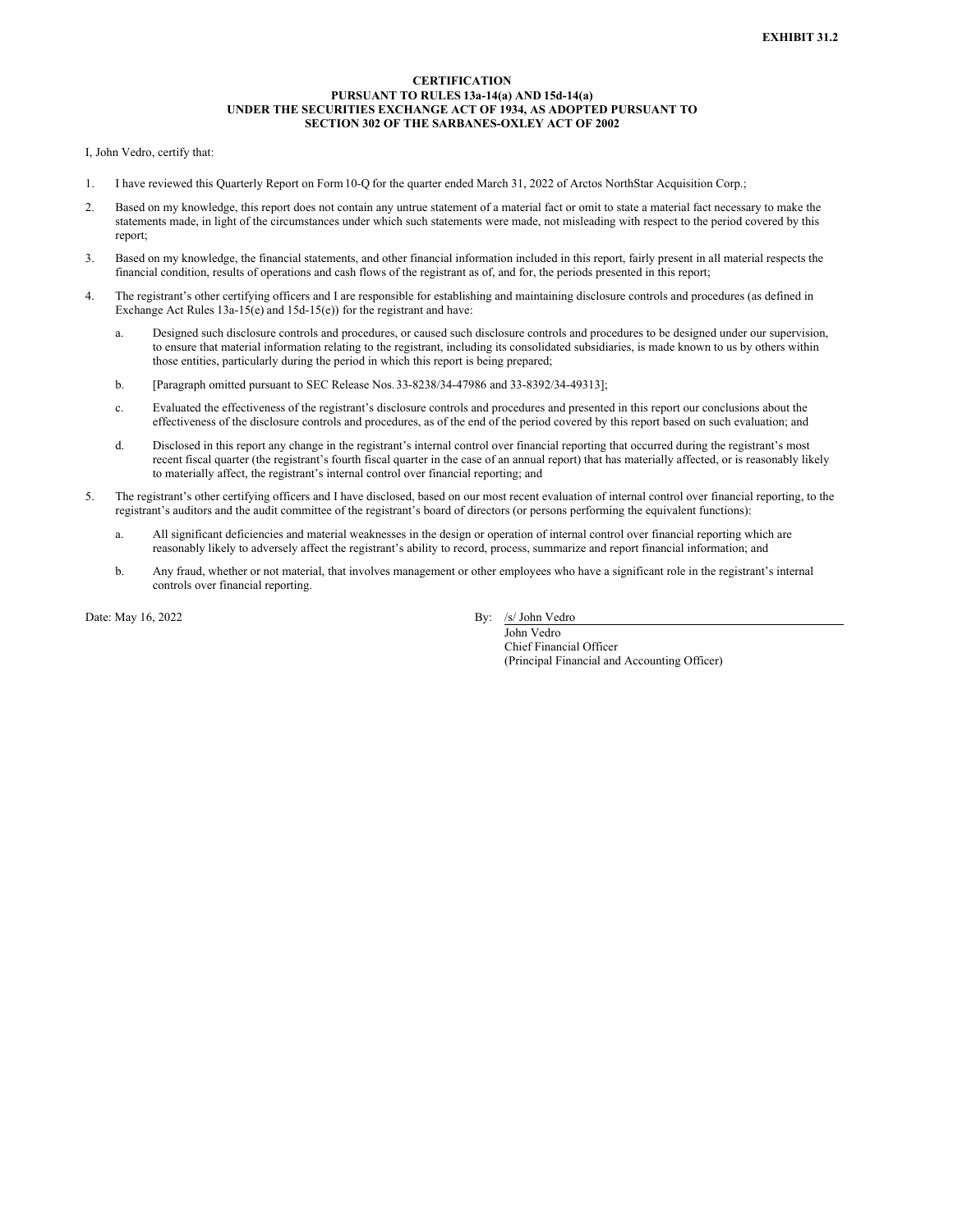**EXHIBIT 31.2**

**CERTIFICATION**
**PURSUANT TO RULES 13a-14(a) AND 15d-14(a)**
**UNDER THE SECURITIES EXCHANGE ACT OF 1934, AS ADOPTED PURSUANT TO**
**SECTION 302 OF THE SARBANES-OXLEY ACT OF 2002**

I, John Vedro, certify that:

1. I have reviewed this Quarterly Report on Form 10-Q for the quarter ended March 31, 2022 of Arctos NorthStar Acquisition Corp.;

2. Based on my knowledge, this report does not contain any untrue statement of a material fact or omit to state a material fact necessary to make the statements made, in light of the circumstances under which such statements were made, not misleading with respect to the period covered by this report;

3. Based on my knowledge, the financial statements, and other financial information included in this report, fairly present in all material respects the financial condition, results of operations and cash flows of the registrant as of, and for, the periods presented in this report;

4. The registrant's other certifying officers and I are responsible for establishing and maintaining disclosure controls and procedures (as defined in Exchange Act Rules 13a-15(e) and 15d-15(e)) for the registrant and have:

   a. Designed such disclosure controls and procedures, or caused such disclosure controls and procedures to be designed under our supervision, to ensure that material information relating to the registrant, including its consolidated subsidiaries, is made known to us by others within those entities, particularly during the period in which this report is being prepared;

   b. [Paragraph omitted pursuant to SEC Release Nos. 33-8238/34-47986 and 33-8392/34-49313];

   c. Evaluated the effectiveness of the registrant's disclosure controls and procedures and presented in this report our conclusions about the effectiveness of the disclosure controls and procedures, as of the end of the period covered by this report based on such evaluation; and

   d. Disclosed in this report any change in the registrant's internal control over financial reporting that occurred during the registrant's most recent fiscal quarter (the registrant's fourth fiscal quarter in the case of an annual report) that has materially affected, or is reasonably likely to materially affect, the registrant's internal control over financial reporting; and

5. The registrant's other certifying officers and I have disclosed, based on our most recent evaluation of internal control over financial reporting, to the registrant's auditors and the audit committee of the registrant's board of directors (or persons performing the equivalent functions):

   a. All significant deficiencies and material weaknesses in the design or operation of internal control over financial reporting which are reasonably likely to adversely affect the registrant's ability to record, process, summarize and report financial information; and

   b. Any fraud, whether or not material, that involves management or other employees who have a significant role in the registrant's internal controls over financial reporting.

Date: May 16, 2022

By: /s/ John Vedro
John Vedro
Chief Financial Officer
(Principal Financial and Accounting Officer)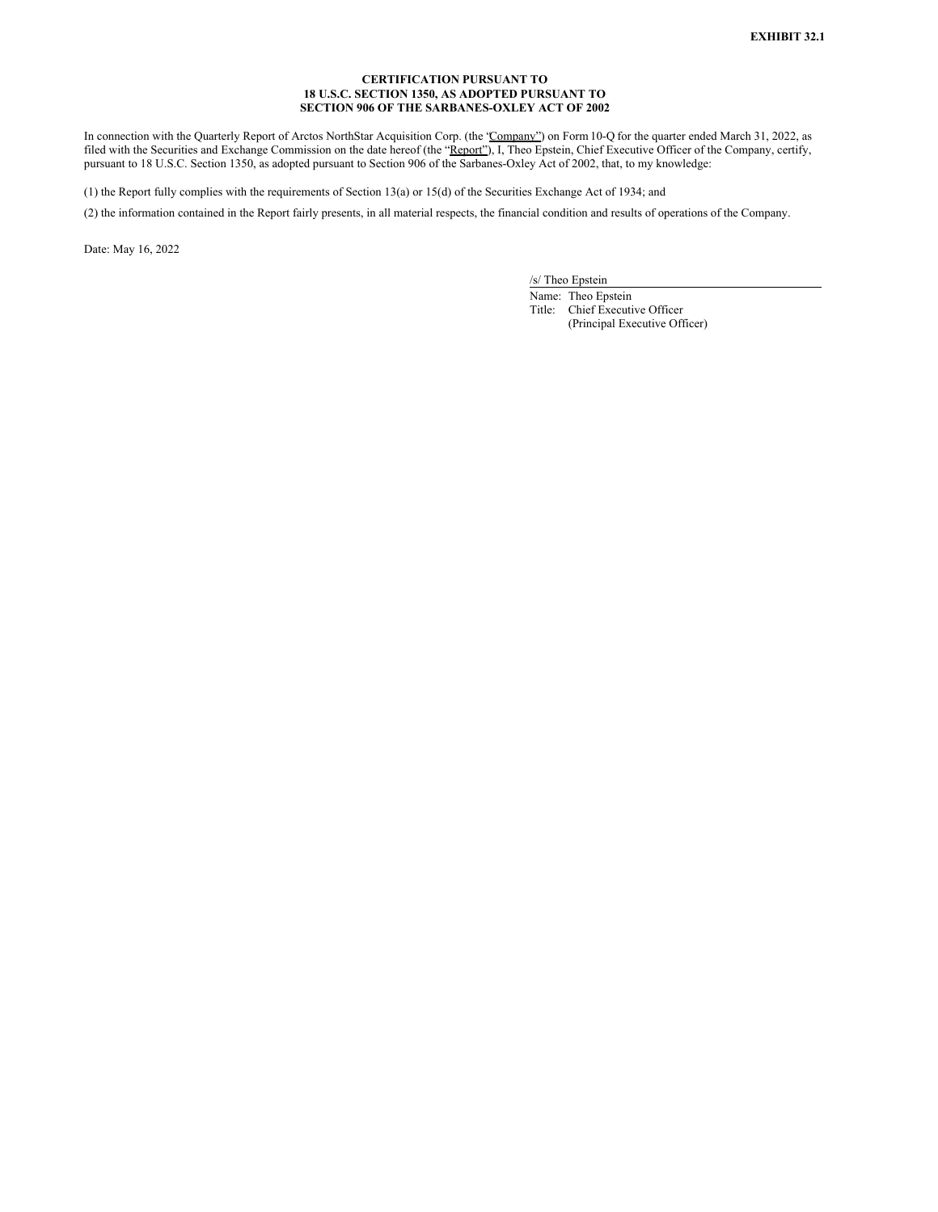**EXHIBIT 32.1**

**CERTIFICATION PURSUANT TO**
**18 U.S.C. SECTION 1350, AS ADOPTED PURSUANT TO**
**SECTION 906 OF THE SARBANES-OXLEY ACT OF 2002**

In connection with the Quarterly Report of Arctos NorthStar Acquisition Corp. (the "Company") on Form 10-Q for the quarter ended March 31, 2022, as filed with the Securities and Exchange Commission on the date hereof (the "Report"), I, Theo Epstein, Chief Executive Officer of the Company, certify, pursuant to 18 U.S.C. Section 1350, as adopted pursuant to Section 906 of the Sarbanes-Oxley Act of 2002, that, to my knowledge:

(1) the Report fully complies with the requirements of Section 13(a) or 15(d) of the Securities Exchange Act of 1934; and

(2) the information contained in the Report fairly presents, in all material respects, the financial condition and results of operations of the Company.

Date: May 16, 2022

/s/ Theo Epstein

Name: Theo Epstein
Title: Chief Executive Officer
(Principal Executive Officer)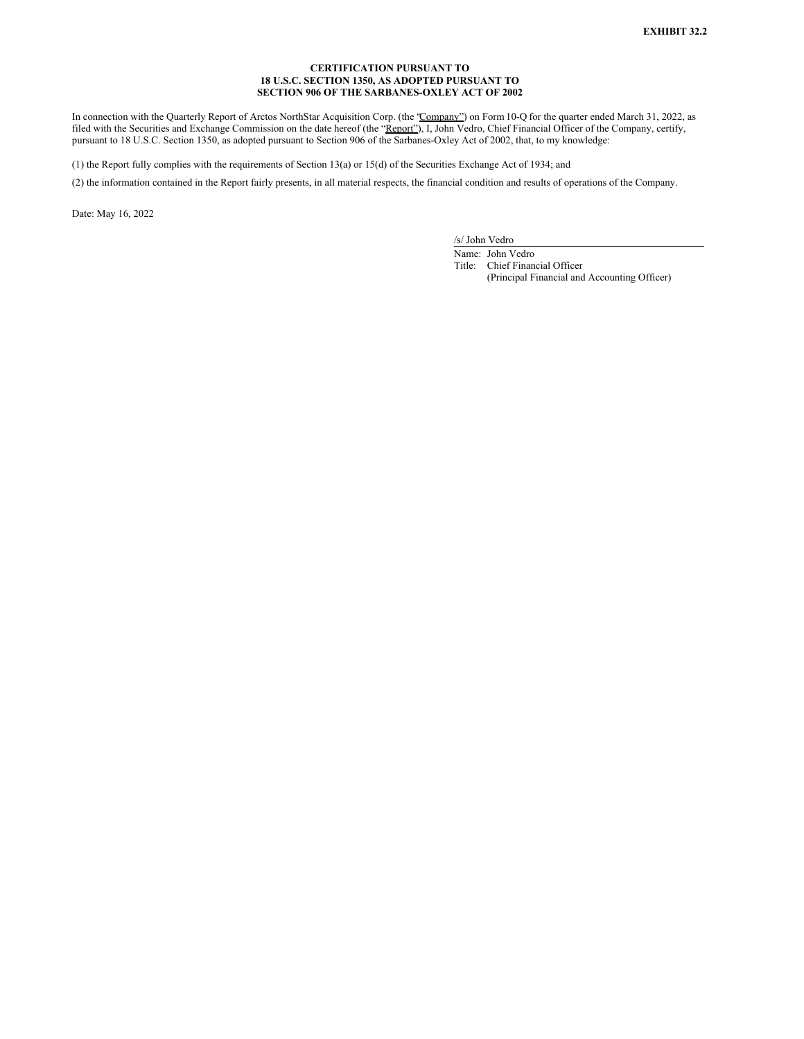**EXHIBIT 32.2**

**CERTIFICATION PURSUANT TO**
**18 U.S.C. SECTION 1350, AS ADOPTED PURSUANT TO**
**SECTION 906 OF THE SARBANES-OXLEY ACT OF 2002**

In connection with the Quarterly Report of Arctos NorthStar Acquisition Corp. (the "Company") on Form 10-Q for the quarter ended March 31, 2022, as filed with the Securities and Exchange Commission on the date hereof (the "Report"), I, John Vedro, Chief Financial Officer of the Company, certify, pursuant to 18 U.S.C. Section 1350, as adopted pursuant to Section 906 of the Sarbanes-Oxley Act of 2002, that, to my knowledge:

(1) the Report fully complies with the requirements of Section 13(a) or 15(d) of the Securities Exchange Act of 1934; and

(2) the information contained in the Report fairly presents, in all material respects, the financial condition and results of operations of the Company.

Date: May 16, 2022

/s/ John Vedro
Name: John Vedro
Title: Chief Financial Officer
(Principal Financial and Accounting Officer)